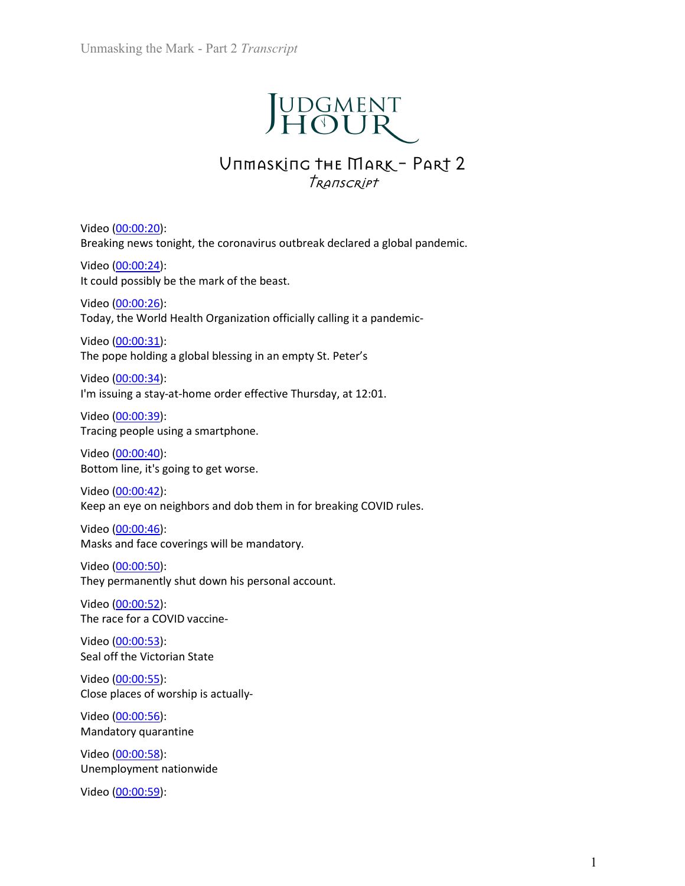# Judgment Hour

## Unmasking the Mark - Part 2

*Transcript*

Video ([00:00:20](#)):
Breaking news tonight, the coronavirus outbreak declared a global pandemic.

Video ([00:00:24](#)):
It could possibly be the mark of the beast.

Video ([00:00:26](#)):
Today, the World Health Organization officially calling it a pandemic-

Video ([00:00:31](#)):
The pope holding a global blessing in an empty St. Peter's

Video ([00:00:34](#)):
I'm issuing a stay-at-home order effective Thursday, at 12:01.

Video ([00:00:39](#)):
Tracing people using a smartphone.

Video ([00:00:40](#)):
Bottom line, it's going to get worse.

Video ([00:00:42](#)):
Keep an eye on neighbors and dob them in for breaking COVID rules.

Video ([00:00:46](#)):
Masks and face coverings will be mandatory.

Video ([00:00:50](#)):
They permanently shut down his personal account.

Video ([00:00:52](#)):
The race for a COVID vaccine-

Video ([00:00:53](#)):
Seal off the Victorian State

Video ([00:00:55](#)):
Close places of worship is actually-

Video ([00:00:56](#)):
Mandatory quarantine

Video ([00:00:58](#)):
Unemployment nationwide

Video ([00:00:59](#)):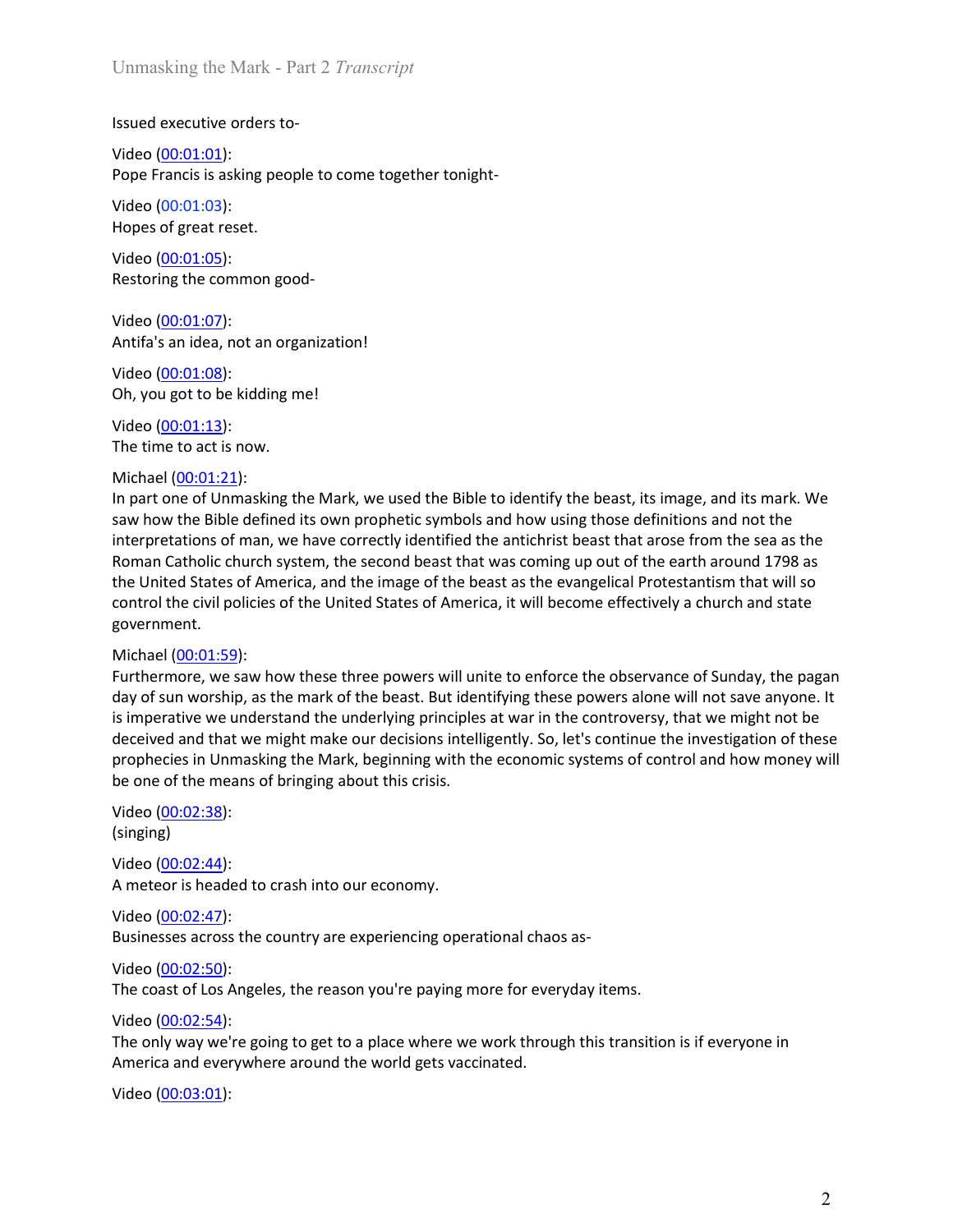Issued executive orders to-

Video (00:01:01):
Pope Francis is asking people to come together tonight-

Video (00:01:03):
Hopes of great reset.

Video (00:01:05):
Restoring the common good-

Video (00:01:07):
Antifa's an idea, not an organization!

Video (00:01:08):
Oh, you got to be kidding me!

Video (00:01:13):
The time to act is now.

Michael (00:01:21):
In part one of Unmasking the Mark, we used the Bible to identify the beast, its image, and its mark. We saw how the Bible defined its own prophetic symbols and how using those definitions and not the interpretations of man, we have correctly identified the antichrist beast that arose from the sea as the Roman Catholic church system, the second beast that was coming up out of the earth around 1798 as the United States of America, and the image of the beast as the evangelical Protestantism that will so control the civil policies of the United States of America, it will become effectively a church and state government.

Michael (00:01:59):
Furthermore, we saw how these three powers will unite to enforce the observance of Sunday, the pagan day of sun worship, as the mark of the beast. But identifying these powers alone will not save anyone. It is imperative we understand the underlying principles at war in the controversy, that we might not be deceived and that we might make our decisions intelligently. So, let's continue the investigation of these prophecies in Unmasking the Mark, beginning with the economic systems of control and how money will be one of the means of bringing about this crisis.

Video (00:02:38):
(singing)

Video (00:02:44):
A meteor is headed to crash into our economy.

Video (00:02:47):
Businesses across the country are experiencing operational chaos as-

Video (00:02:50):
The coast of Los Angeles, the reason you're paying more for everyday items.

Video (00:02:54):
The only way we're going to get to a place where we work through this transition is if everyone in America and everywhere around the world gets vaccinated.

Video (00:03:01):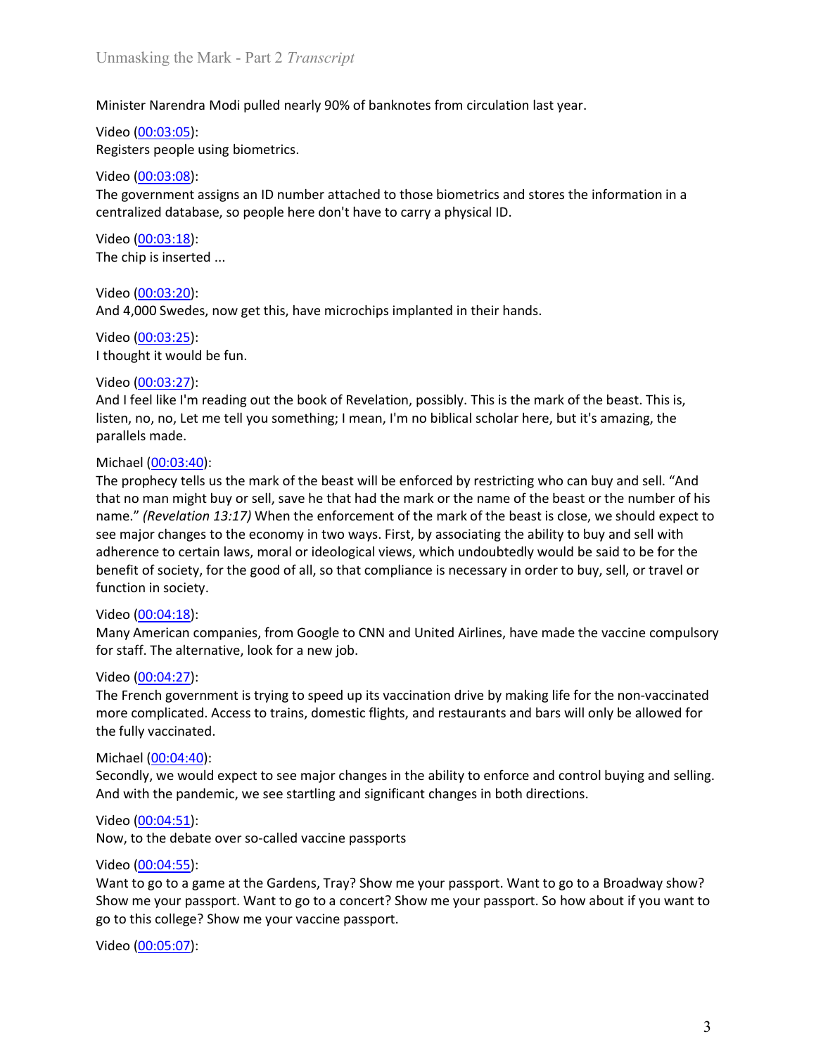Minister Narendra Modi pulled nearly 90% of banknotes from circulation last year.

Video (00:03:05):
Registers people using biometrics.

Video (00:03:08):
The government assigns an ID number attached to those biometrics and stores the information in a centralized database, so people here don't have to carry a physical ID.

Video (00:03:18):
The chip is inserted ...

Video (00:03:20):
And 4,000 Swedes, now get this, have microchips implanted in their hands.

Video (00:03:25):
I thought it would be fun.

Video (00:03:27):
And I feel like I'm reading out the book of Revelation, possibly. This is the mark of the beast. This is, listen, no, no, Let me tell you something; I mean, I'm no biblical scholar here, but it's amazing, the parallels made.

Michael (00:03:40):
The prophecy tells us the mark of the beast will be enforced by restricting who can buy and sell. "And that no man might buy or sell, save he that had the mark or the name of the beast or the number of his name." *(Revelation 13:17)* When the enforcement of the mark of the beast is close, we should expect to see major changes to the economy in two ways. First, by associating the ability to buy and sell with adherence to certain laws, moral or ideological views, which undoubtedly would be said to be for the benefit of society, for the good of all, so that compliance is necessary in order to buy, sell, or travel or function in society.

Video (00:04:18):
Many American companies, from Google to CNN and United Airlines, have made the vaccine compulsory for staff. The alternative, look for a new job.

Video (00:04:27):
The French government is trying to speed up its vaccination drive by making life for the non-vaccinated more complicated. Access to trains, domestic flights, and restaurants and bars will only be allowed for the fully vaccinated.

Michael (00:04:40):
Secondly, we would expect to see major changes in the ability to enforce and control buying and selling. And with the pandemic, we see startling and significant changes in both directions.

Video (00:04:51):
Now, to the debate over so-called vaccine passports

Video (00:04:55):
Want to go to a game at the Gardens, Tray? Show me your passport. Want to go to a Broadway show? Show me your passport. Want to go to a concert? Show me your passport. So how about if you want to go to this college? Show me your vaccine passport.

Video (00:05:07):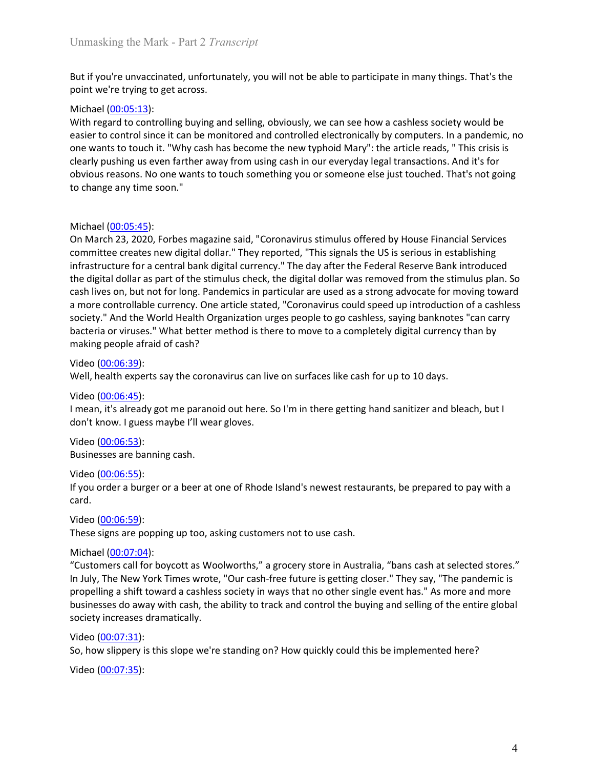But if you're unvaccinated, unfortunately, you will not be able to participate in many things. That's the point we're trying to get across.

Michael ([00:05:13](#)):
With regard to controlling buying and selling, obviously, we can see how a cashless society would be easier to control since it can be monitored and controlled electronically by computers. In a pandemic, no one wants to touch it. "Why cash has become the new typhoid Mary": the article reads, " This crisis is clearly pushing us even farther away from using cash in our everyday legal transactions. And it's for obvious reasons. No one wants to touch something you or someone else just touched. That's not going to change any time soon."

Michael ([00:05:45](#)):
On March 23, 2020, Forbes magazine said, "Coronavirus stimulus offered by House Financial Services committee creates new digital dollar." They reported, "This signals the US is serious in establishing infrastructure for a central bank digital currency." The day after the Federal Reserve Bank introduced the digital dollar as part of the stimulus check, the digital dollar was removed from the stimulus plan. So cash lives on, but not for long. Pandemics in particular are used as a strong advocate for moving toward a more controllable currency. One article stated, "Coronavirus could speed up introduction of a cashless society." And the World Health Organization urges people to go cashless, saying banknotes "can carry bacteria or viruses." What better method is there to move to a completely digital currency than by making people afraid of cash?

Video ([00:06:39](#)):
Well, health experts say the coronavirus can live on surfaces like cash for up to 10 days.

Video ([00:06:45](#)):
I mean, it's already got me paranoid out here. So I'm in there getting hand sanitizer and bleach, but I don't know. I guess maybe I'll wear gloves.

Video ([00:06:53](#)):
Businesses are banning cash.

Video ([00:06:55](#)):
If you order a burger or a beer at one of Rhode Island's newest restaurants, be prepared to pay with a card.

Video ([00:06:59](#)):
These signs are popping up too, asking customers not to use cash.

Michael ([00:07:04](#)):
“Customers call for boycott as Woolworths,” a grocery store in Australia, “bans cash at selected stores.” In July, The New York Times wrote, "Our cash-free future is getting closer." They say, "The pandemic is propelling a shift toward a cashless society in ways that no other single event has." As more and more businesses do away with cash, the ability to track and control the buying and selling of the entire global society increases dramatically.

Video ([00:07:31](#)):
So, how slippery is this slope we're standing on? How quickly could this be implemented here?

Video ([00:07:35](#)):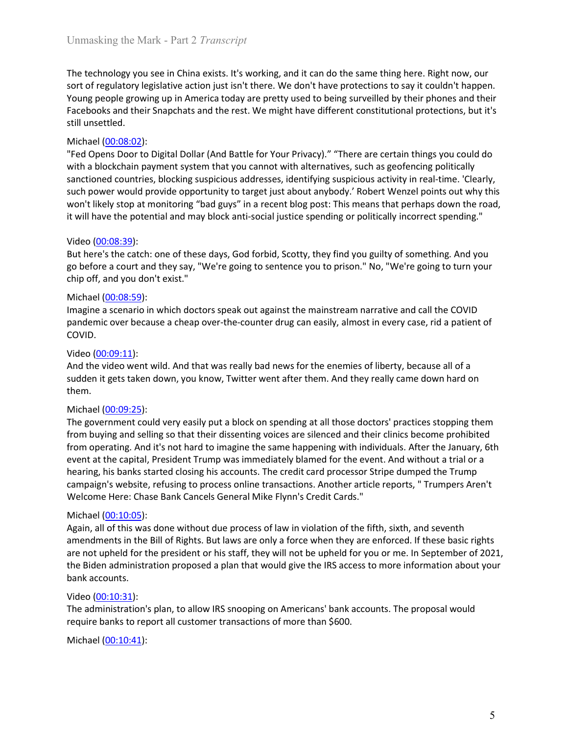The technology you see in China exists. It's working, and it can do the same thing here. Right now, our sort of regulatory legislative action just isn't there. We don't have protections to say it couldn't happen. Young people growing up in America today are pretty used to being surveilled by their phones and their Facebooks and their Snapchats and the rest. We might have different constitutional protections, but it's still unsettled.

Michael ([00:08:02](00:08:02)):
"Fed Opens Door to Digital Dollar (And Battle for Your Privacy)." "There are certain things you could do with a blockchain payment system that you cannot with alternatives, such as geofencing politically sanctioned countries, blocking suspicious addresses, identifying suspicious activity in real-time. 'Clearly, such power would provide opportunity to target just about anybody.' Robert Wenzel points out why this won't likely stop at monitoring "bad guys" in a recent blog post: This means that perhaps down the road, it will have the potential and may block anti-social justice spending or politically incorrect spending."

Video ([00:08:39](00:08:39)):
But here's the catch: one of these days, God forbid, Scotty, they find you guilty of something. And you go before a court and they say, "We're going to sentence you to prison." No, "We're going to turn your chip off, and you don't exist."

Michael ([00:08:59](00:08:59)):
Imagine a scenario in which doctors speak out against the mainstream narrative and call the COVID pandemic over because a cheap over-the-counter drug can easily, almost in every case, rid a patient of COVID.

Video ([00:09:11](00:09:11)):
And the video went wild. And that was really bad news for the enemies of liberty, because all of a sudden it gets taken down, you know, Twitter went after them. And they really came down hard on them.

Michael ([00:09:25](00:09:25)):
The government could very easily put a block on spending at all those doctors' practices stopping them from buying and selling so that their dissenting voices are silenced and their clinics become prohibited from operating. And it's not hard to imagine the same happening with individuals. After the January, 6th event at the capital, President Trump was immediately blamed for the event. And without a trial or a hearing, his banks started closing his accounts. The credit card processor Stripe dumped the Trump campaign's website, refusing to process online transactions. Another article reports, " Trumpers Aren't Welcome Here: Chase Bank Cancels General Mike Flynn's Credit Cards."

Michael ([00:10:05](00:10:05)):
Again, all of this was done without due process of law in violation of the fifth, sixth, and seventh amendments in the Bill of Rights. But laws are only a force when they are enforced. If these basic rights are not upheld for the president or his staff, they will not be upheld for you or me. In September of 2021, the Biden administration proposed a plan that would give the IRS access to more information about your bank accounts.

Video ([00:10:31](00:10:31)):
The administration's plan, to allow IRS snooping on Americans' bank accounts. The proposal would require banks to report all customer transactions of more than $600.

Michael ([00:10:41](00:10:41)):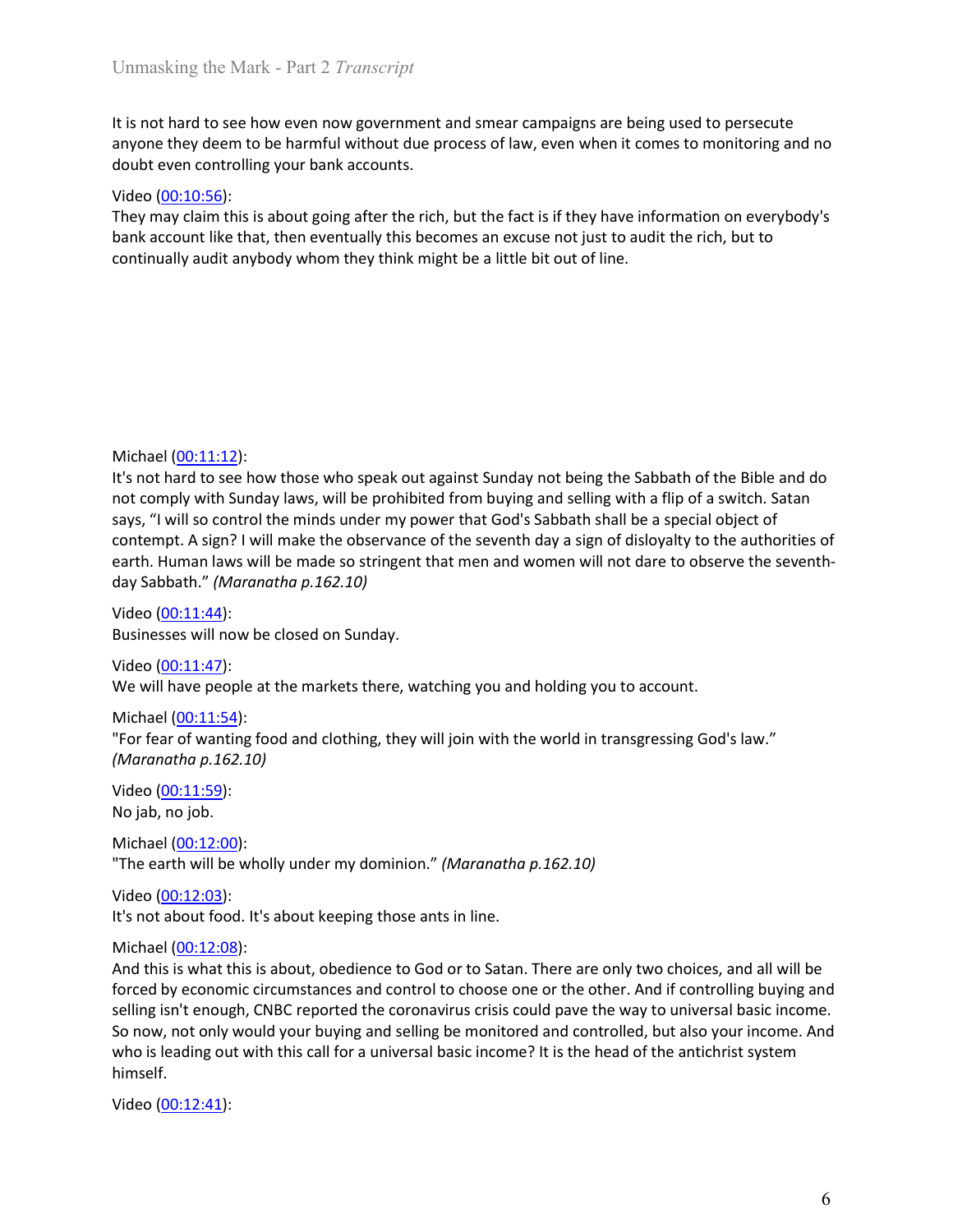It is not hard to see how even now government and smear campaigns are being used to persecute anyone they deem to be harmful without due process of law, even when it comes to monitoring and no doubt even controlling your bank accounts.

Video ([00:10:56](#)):
They may claim this is about going after the rich, but the fact is if they have information on everybody's bank account like that, then eventually this becomes an excuse not just to audit the rich, but to continually audit anybody whom they think might be a little bit out of line.

Michael ([00:11:12](#)):
It's not hard to see how those who speak out against Sunday not being the Sabbath of the Bible and do not comply with Sunday laws, will be prohibited from buying and selling with a flip of a switch. Satan says, "I will so control the minds under my power that God's Sabbath shall be a special object of contempt. A sign? I will make the observance of the seventh day a sign of disloyalty to the authorities of earth. Human laws will be made so stringent that men and women will not dare to observe the seventh-day Sabbath." *(Maranatha p.162.10)*

Video ([00:11:44](#)):
Businesses will now be closed on Sunday.

Video ([00:11:47](#)):
We will have people at the markets there, watching you and holding you to account.

Michael ([00:11:54](#)):
"For fear of wanting food and clothing, they will join with the world in transgressing God's law." *(Maranatha p.162.10)*

Video ([00:11:59](#)):
No jab, no job.

Michael ([00:12:00](#)):
"The earth will be wholly under my dominion." *(Maranatha p.162.10)*

Video ([00:12:03](#)):
It's not about food. It's about keeping those ants in line.

Michael ([00:12:08](#)):
And this is what this is about, obedience to God or to Satan. There are only two choices, and all will be forced by economic circumstances and control to choose one or the other. And if controlling buying and selling isn't enough, CNBC reported the coronavirus crisis could pave the way to universal basic income. So now, not only would your buying and selling be monitored and controlled, but also your income. And who is leading out with this call for a universal basic income? It is the head of the antichrist system himself.

Video ([00:12:41](#)):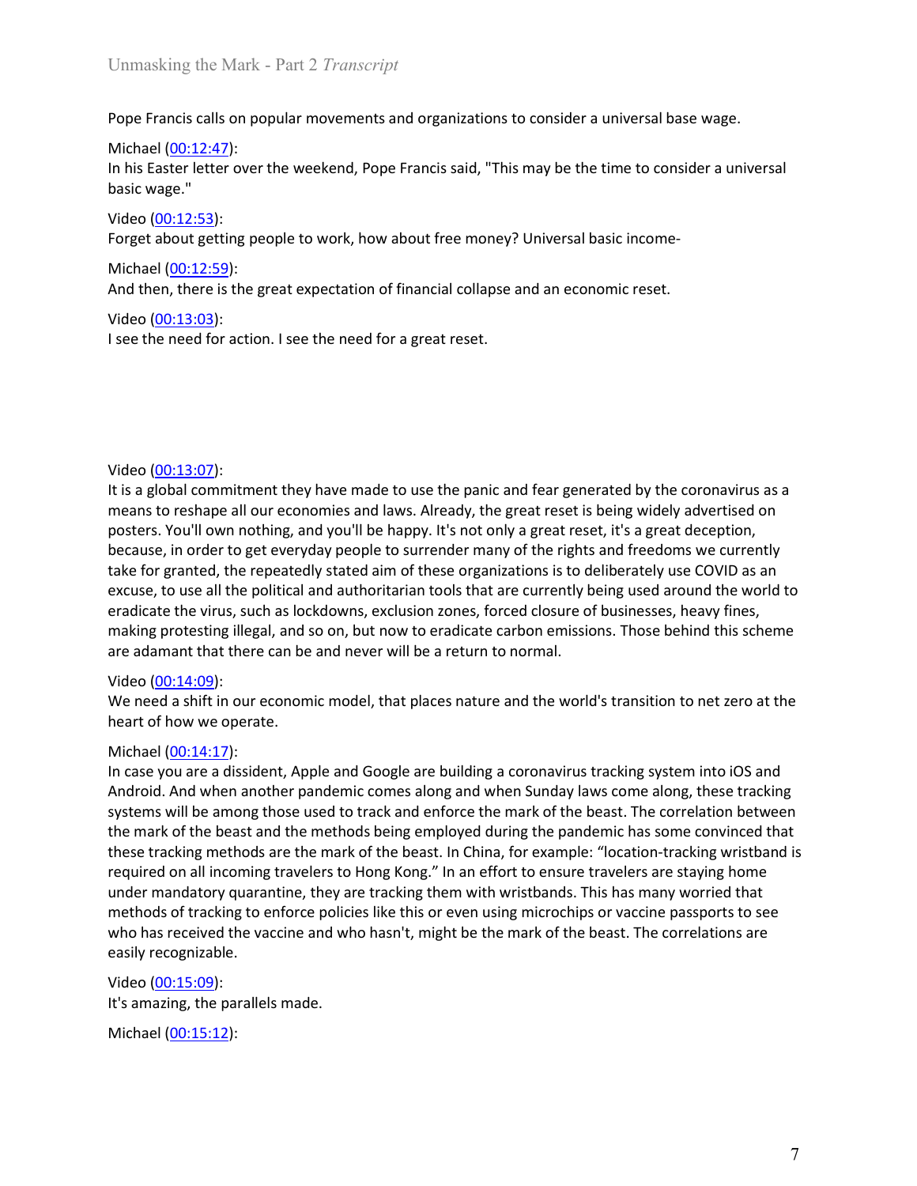Pope Francis calls on popular movements and organizations to consider a universal base wage.

Michael ([00:12:47](00:12:47)):
In his Easter letter over the weekend, Pope Francis said, "This may be the time to consider a universal basic wage."

Video ([00:12:53](00:12:53)):
Forget about getting people to work, how about free money? Universal basic income-

Michael ([00:12:59](00:12:59)):
And then, there is the great expectation of financial collapse and an economic reset.

Video ([00:13:03](00:13:03)):
I see the need for action. I see the need for a great reset.

Video ([00:13:07](00:13:07)):
It is a global commitment they have made to use the panic and fear generated by the coronavirus as a means to reshape all our economies and laws. Already, the great reset is being widely advertised on posters. You'll own nothing, and you'll be happy. It's not only a great reset, it's a great deception, because, in order to get everyday people to surrender many of the rights and freedoms we currently take for granted, the repeatedly stated aim of these organizations is to deliberately use COVID as an excuse, to use all the political and authoritarian tools that are currently being used around the world to eradicate the virus, such as lockdowns, exclusion zones, forced closure of businesses, heavy fines, making protesting illegal, and so on, but now to eradicate carbon emissions. Those behind this scheme are adamant that there can be and never will be a return to normal.

Video ([00:14:09](00:14:09)):
We need a shift in our economic model, that places nature and the world's transition to net zero at the heart of how we operate.

Michael ([00:14:17](00:14:17)):
In case you are a dissident, Apple and Google are building a coronavirus tracking system into iOS and Android. And when another pandemic comes along and when Sunday laws come along, these tracking systems will be among those used to track and enforce the mark of the beast. The correlation between the mark of the beast and the methods being employed during the pandemic has some convinced that these tracking methods are the mark of the beast. In China, for example: "location-tracking wristband is required on all incoming travelers to Hong Kong." In an effort to ensure travelers are staying home under mandatory quarantine, they are tracking them with wristbands. This has many worried that methods of tracking to enforce policies like this or even using microchips or vaccine passports to see who has received the vaccine and who hasn't, might be the mark of the beast. The correlations are easily recognizable.

Video ([00:15:09](00:15:09)):
It's amazing, the parallels made.

Michael ([00:15:12](00:15:12)):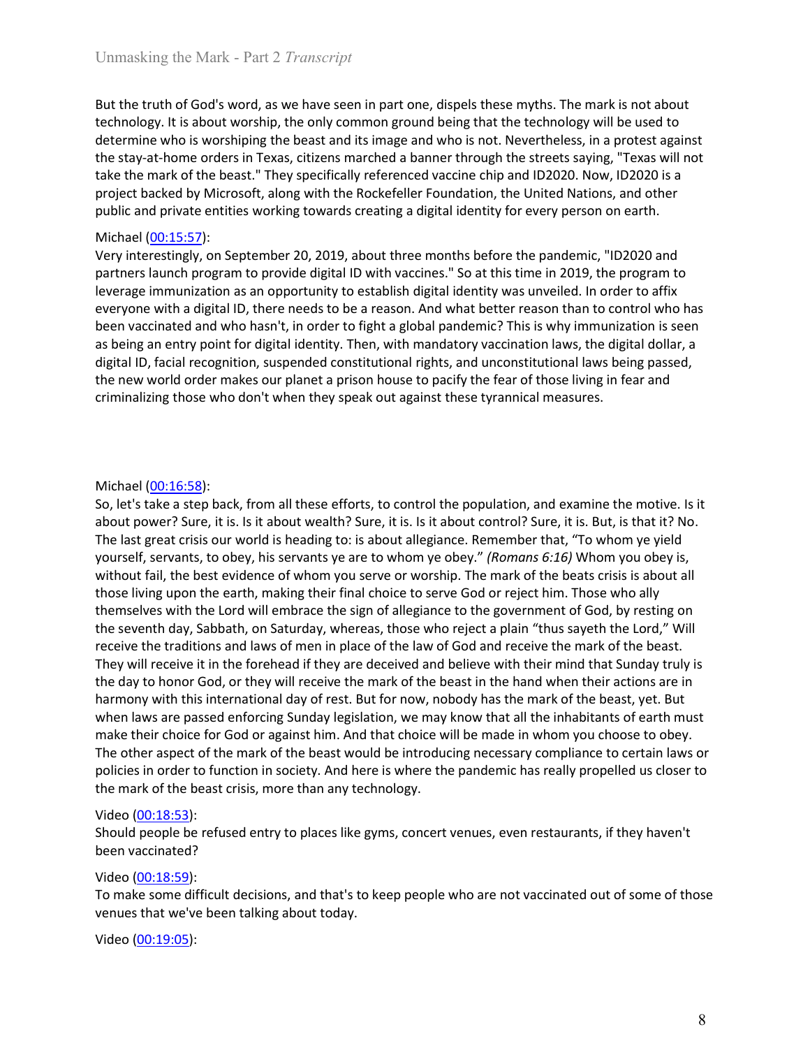But the truth of God's word, as we have seen in part one, dispels these myths. The mark is not about technology. It is about worship, the only common ground being that the technology will be used to determine who is worshiping the beast and its image and who is not. Nevertheless, in a protest against the stay-at-home orders in Texas, citizens marched a banner through the streets saying, "Texas will not take the mark of the beast." They specifically referenced vaccine chip and ID2020. Now, ID2020 is a project backed by Microsoft, along with the Rockefeller Foundation, the United Nations, and other public and private entities working towards creating a digital identity for every person on earth.

Michael (00:15:57):
Very interestingly, on September 20, 2019, about three months before the pandemic, "ID2020 and partners launch program to provide digital ID with vaccines." So at this time in 2019, the program to leverage immunization as an opportunity to establish digital identity was unveiled. In order to affix everyone with a digital ID, there needs to be a reason. And what better reason than to control who has been vaccinated and who hasn't, in order to fight a global pandemic? This is why immunization is seen as being an entry point for digital identity. Then, with mandatory vaccination laws, the digital dollar, a digital ID, facial recognition, suspended constitutional rights, and unconstitutional laws being passed, the new world order makes our planet a prison house to pacify the fear of those living in fear and criminalizing those who don't when they speak out against these tyrannical measures.

Michael (00:16:58):
So, let's take a step back, from all these efforts, to control the population, and examine the motive. Is it about power? Sure, it is. Is it about wealth? Sure, it is. Is it about control? Sure, it is. But, is that it? No. The last great crisis our world is heading to: is about allegiance. Remember that, "To whom ye yield yourself, servants, to obey, his servants ye are to whom ye obey." *(Romans 6:16)* Whom you obey is, without fail, the best evidence of whom you serve or worship. The mark of the beats crisis is about all those living upon the earth, making their final choice to serve God or reject him. Those who ally themselves with the Lord will embrace the sign of allegiance to the government of God, by resting on the seventh day, Sabbath, on Saturday, whereas, those who reject a plain "thus sayeth the Lord," Will receive the traditions and laws of men in place of the law of God and receive the mark of the beast. They will receive it in the forehead if they are deceived and believe with their mind that Sunday truly is the day to honor God, or they will receive the mark of the beast in the hand when their actions are in harmony with this international day of rest. But for now, nobody has the mark of the beast, yet. But when laws are passed enforcing Sunday legislation, we may know that all the inhabitants of earth must make their choice for God or against him. And that choice will be made in whom you choose to obey. The other aspect of the mark of the beast would be introducing necessary compliance to certain laws or policies in order to function in society. And here is where the pandemic has really propelled us closer to the mark of the beast crisis, more than any technology.

Video (00:18:53):
Should people be refused entry to places like gyms, concert venues, even restaurants, if they haven't been vaccinated?

Video (00:18:59):
To make some difficult decisions, and that's to keep people who are not vaccinated out of some of those venues that we've been talking about today.

Video (00:19:05):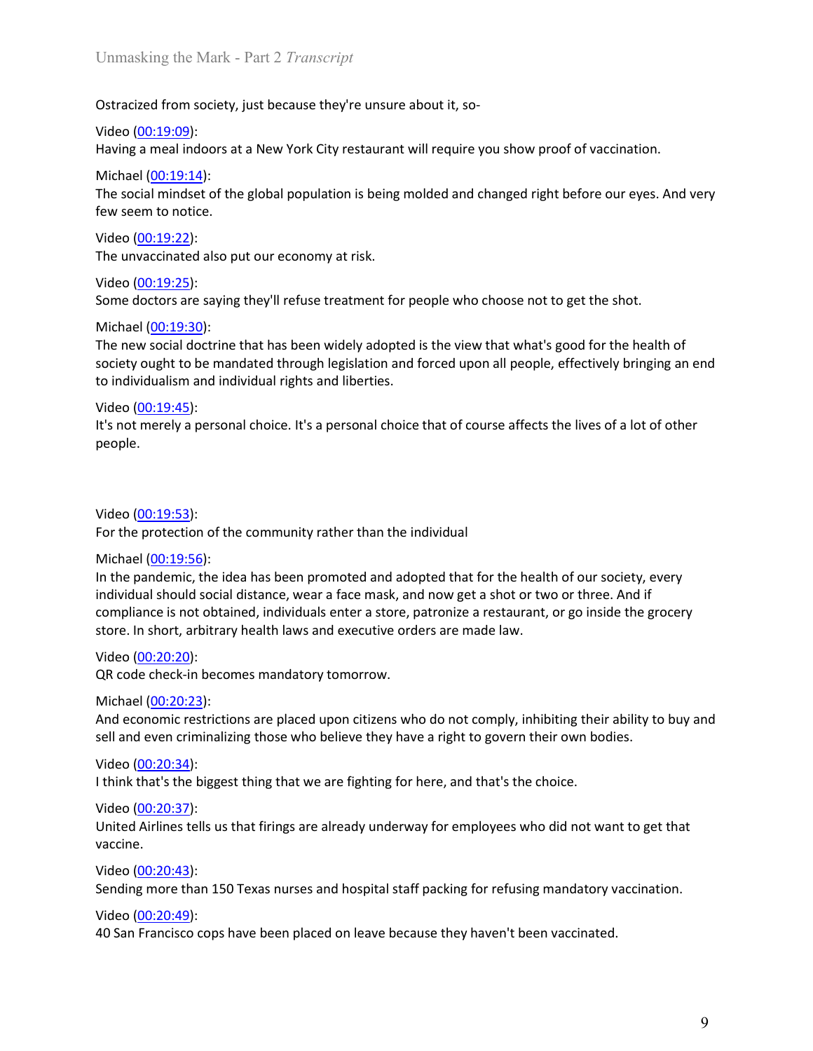Ostracized from society, just because they're unsure about it, so-

Video ([00:19:09](#)):
Having a meal indoors at a New York City restaurant will require you show proof of vaccination.

Michael ([00:19:14](#)):
The social mindset of the global population is being molded and changed right before our eyes. And very few seem to notice.

Video ([00:19:22](#)):
The unvaccinated also put our economy at risk.

Video ([00:19:25](#)):
Some doctors are saying they'll refuse treatment for people who choose not to get the shot.

Michael ([00:19:30](#)):
The new social doctrine that has been widely adopted is the view that what's good for the health of society ought to be mandated through legislation and forced upon all people, effectively bringing an end to individualism and individual rights and liberties.

Video ([00:19:45](#)):
It's not merely a personal choice. It's a personal choice that of course affects the lives of a lot of other people.

Video ([00:19:53](#)):
For the protection of the community rather than the individual

Michael ([00:19:56](#)):
In the pandemic, the idea has been promoted and adopted that for the health of our society, every individual should social distance, wear a face mask, and now get a shot or two or three. And if compliance is not obtained, individuals enter a store, patronize a restaurant, or go inside the grocery store. In short, arbitrary health laws and executive orders are made law.

Video ([00:20:20](#)):
QR code check-in becomes mandatory tomorrow.

Michael ([00:20:23](#)):
And economic restrictions are placed upon citizens who do not comply, inhibiting their ability to buy and sell and even criminalizing those who believe they have a right to govern their own bodies.

Video ([00:20:34](#)):
I think that's the biggest thing that we are fighting for here, and that's the choice.

Video ([00:20:37](#)):
United Airlines tells us that firings are already underway for employees who did not want to get that vaccine.

Video ([00:20:43](#)):
Sending more than 150 Texas nurses and hospital staff packing for refusing mandatory vaccination.

Video ([00:20:49](#)):
40 San Francisco cops have been placed on leave because they haven't been vaccinated.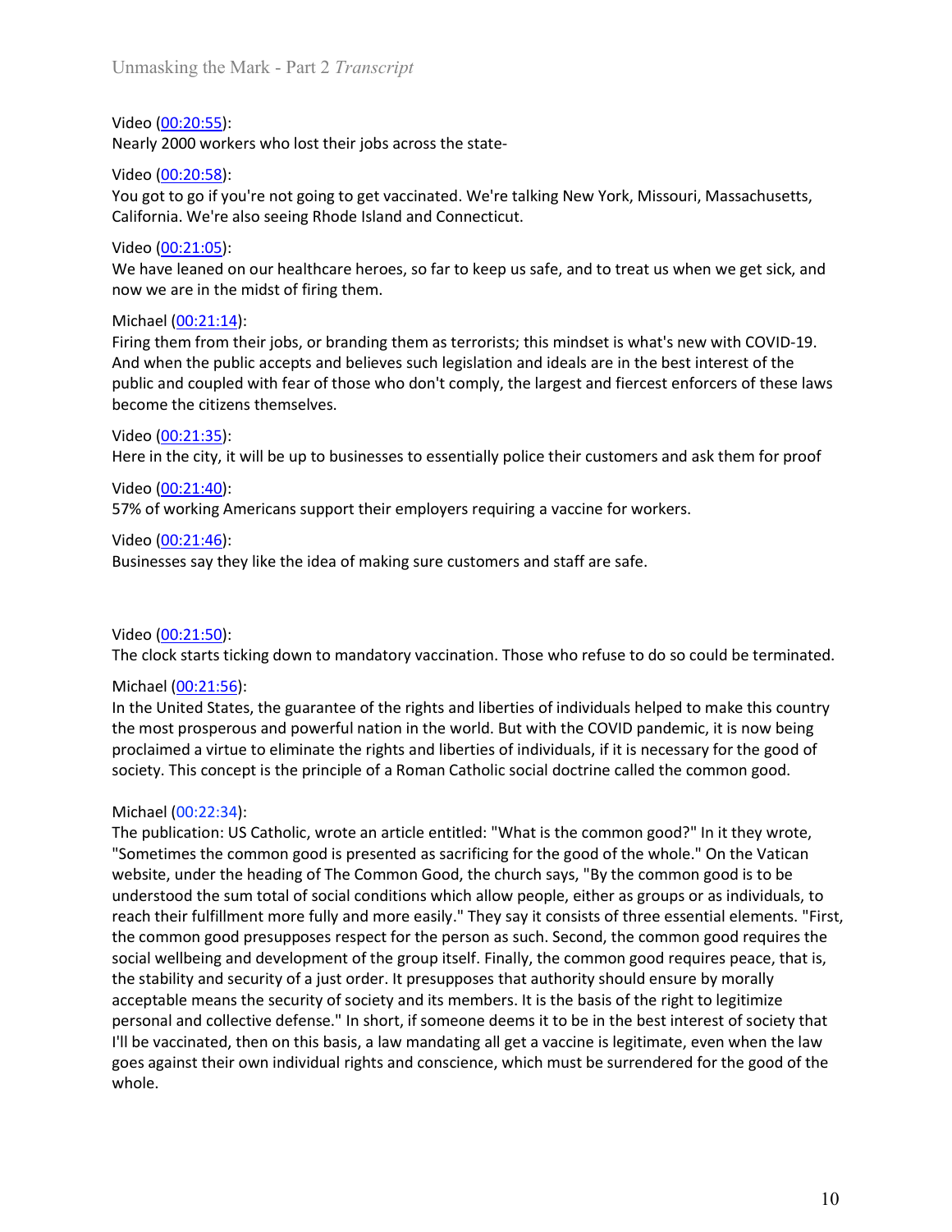Video ([00:20:55](#)):
Nearly 2000 workers who lost their jobs across the state-

Video ([00:20:58](#)):
You got to go if you're not going to get vaccinated. We're talking New York, Missouri, Massachusetts, California. We're also seeing Rhode Island and Connecticut.

Video ([00:21:05](#)):
We have leaned on our healthcare heroes, so far to keep us safe, and to treat us when we get sick, and now we are in the midst of firing them.

Michael ([00:21:14](#)):
Firing them from their jobs, or branding them as terrorists; this mindset is what's new with COVID-19. And when the public accepts and believes such legislation and ideals are in the best interest of the public and coupled with fear of those who don't comply, the largest and fiercest enforcers of these laws become the citizens themselves.

Video ([00:21:35](#)):
Here in the city, it will be up to businesses to essentially police their customers and ask them for proof

Video ([00:21:40](#)):
57% of working Americans support their employers requiring a vaccine for workers.

Video ([00:21:46](#)):
Businesses say they like the idea of making sure customers and staff are safe.

Video ([00:21:50](#)):
The clock starts ticking down to mandatory vaccination. Those who refuse to do so could be terminated.

Michael ([00:21:56](#)):
In the United States, the guarantee of the rights and liberties of individuals helped to make this country the most prosperous and powerful nation in the world. But with the COVID pandemic, it is now being proclaimed a virtue to eliminate the rights and liberties of individuals, if it is necessary for the good of society. This concept is the principle of a Roman Catholic social doctrine called the common good.

Michael (00:22:34):
The publication: US Catholic, wrote an article entitled: "What is the common good?" In it they wrote, "Sometimes the common good is presented as sacrificing for the good of the whole." On the Vatican website, under the heading of The Common Good, the church says, "By the common good is to be understood the sum total of social conditions which allow people, either as groups or as individuals, to reach their fulfillment more fully and more easily." They say it consists of three essential elements. "First, the common good presupposes respect for the person as such. Second, the common good requires the social wellbeing and development of the group itself. Finally, the common good requires peace, that is, the stability and security of a just order. It presupposes that authority should ensure by morally acceptable means the security of society and its members. It is the basis of the right to legitimize personal and collective defense." In short, if someone deems it to be in the best interest of society that I'll be vaccinated, then on this basis, a law mandating all get a vaccine is legitimate, even when the law goes against their own individual rights and conscience, which must be surrendered for the good of the whole.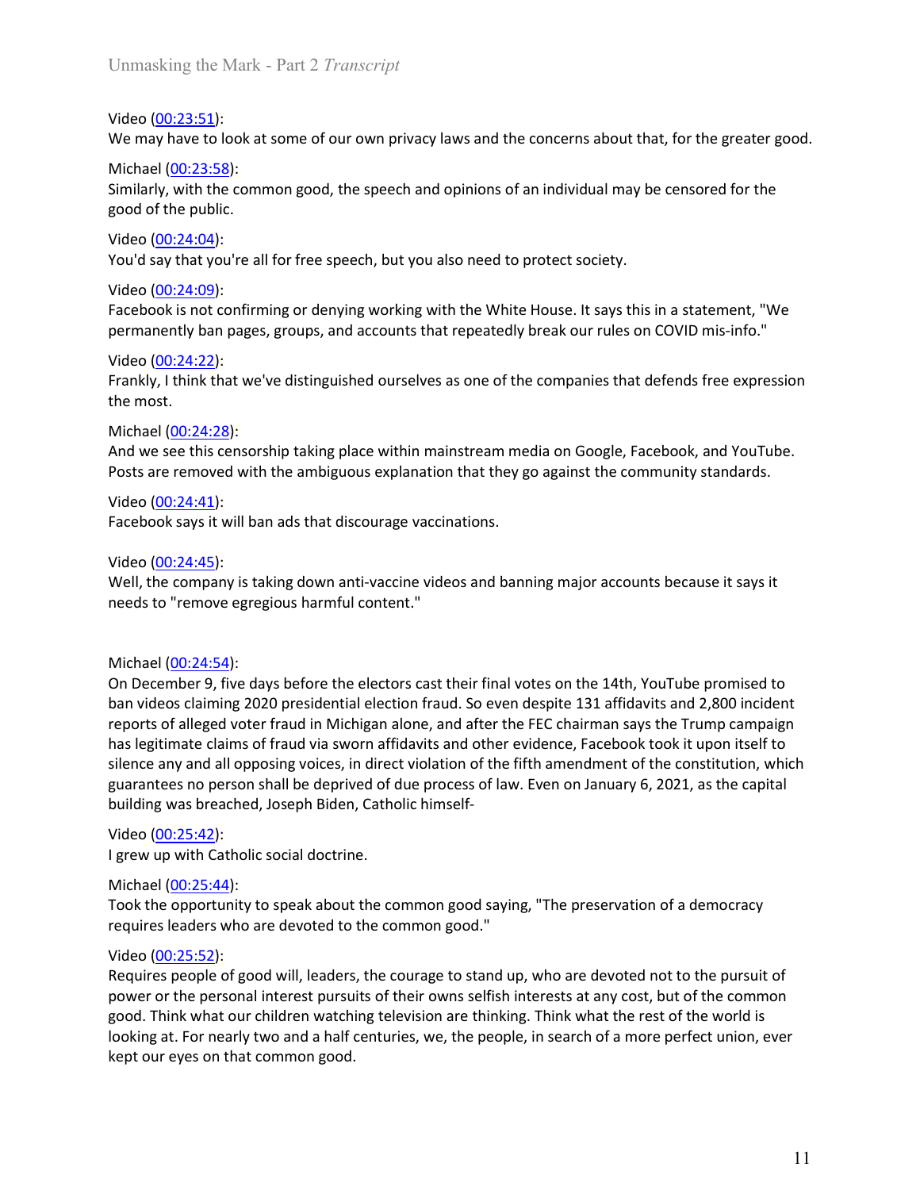Video ([00:23:51](#)):
We may have to look at some of our own privacy laws and the concerns about that, for the greater good.

Michael ([00:23:58](#)):
Similarly, with the common good, the speech and opinions of an individual may be censored for the good of the public.

Video ([00:24:04](#)):
You'd say that you're all for free speech, but you also need to protect society.

Video ([00:24:09](#)):
Facebook is not confirming or denying working with the White House. It says this in a statement, "We permanently ban pages, groups, and accounts that repeatedly break our rules on COVID mis-info."

Video ([00:24:22](#)):
Frankly, I think that we've distinguished ourselves as one of the companies that defends free expression the most.

Michael ([00:24:28](#)):
And we see this censorship taking place within mainstream media on Google, Facebook, and YouTube. Posts are removed with the ambiguous explanation that they go against the community standards.

Video ([00:24:41](#)):
Facebook says it will ban ads that discourage vaccinations.

Video ([00:24:45](#)):
Well, the company is taking down anti-vaccine videos and banning major accounts because it says it needs to "remove egregious harmful content."

Michael ([00:24:54](#)):
On December 9, five days before the electors cast their final votes on the 14th, YouTube promised to ban videos claiming 2020 presidential election fraud. So even despite 131 affidavits and 2,800 incident reports of alleged voter fraud in Michigan alone, and after the FEC chairman says the Trump campaign has legitimate claims of fraud via sworn affidavits and other evidence, Facebook took it upon itself to silence any and all opposing voices, in direct violation of the fifth amendment of the constitution, which guarantees no person shall be deprived of due process of law. Even on January 6, 2021, as the capital building was breached, Joseph Biden, Catholic himself-

Video ([00:25:42](#)):
I grew up with Catholic social doctrine.

Michael ([00:25:44](#)):
Took the opportunity to speak about the common good saying, "The preservation of a democracy requires leaders who are devoted to the common good."

Video ([00:25:52](#)):
Requires people of good will, leaders, the courage to stand up, who are devoted not to the pursuit of power or the personal interest pursuits of their owns selfish interests at any cost, but of the common good. Think what our children watching television are thinking. Think what the rest of the world is looking at. For nearly two and a half centuries, we, the people, in search of a more perfect union, ever kept our eyes on that common good.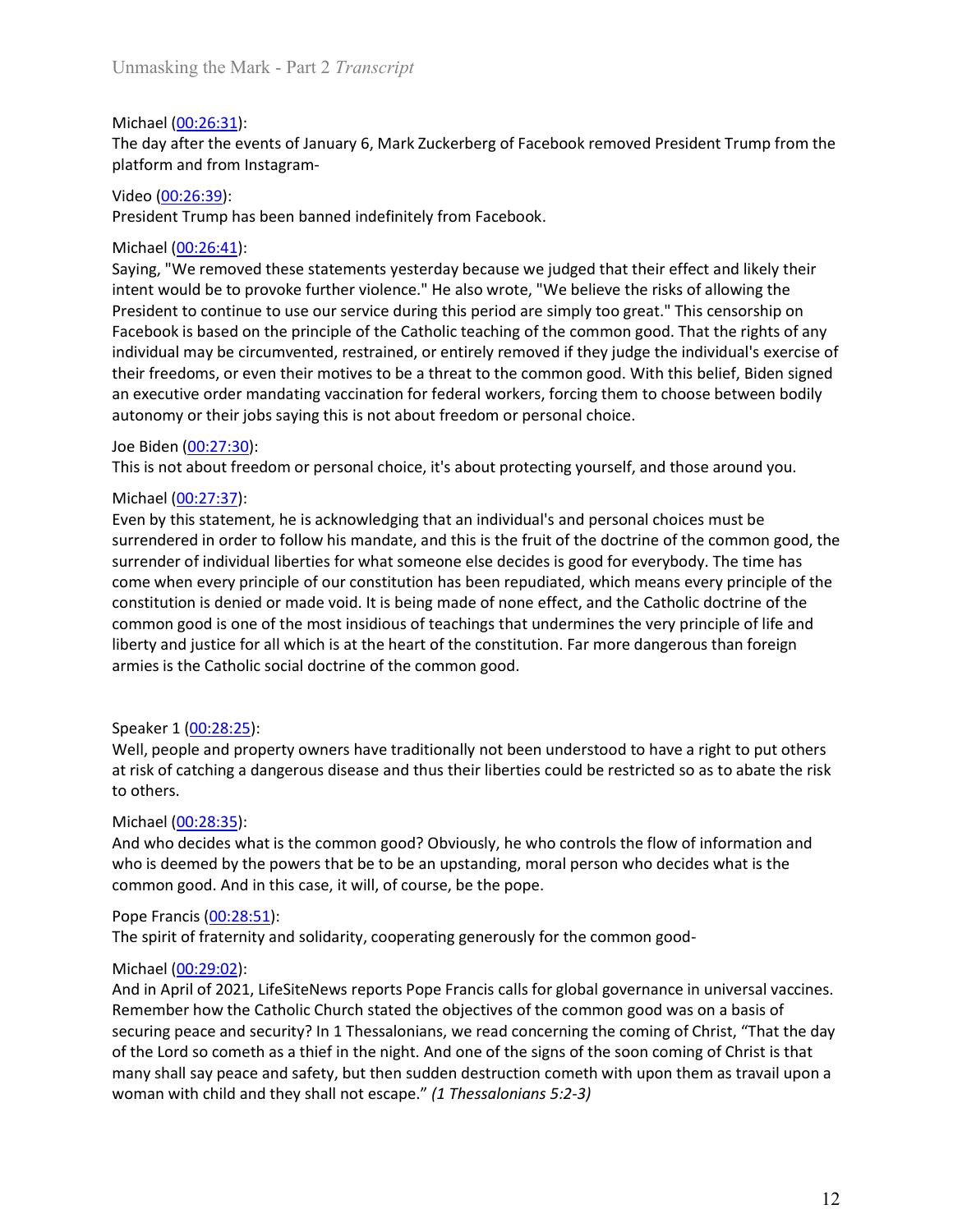Michael (00:26:31):
The day after the events of January 6, Mark Zuckerberg of Facebook removed President Trump from the platform and from Instagram-

Video (00:26:39):
President Trump has been banned indefinitely from Facebook.

Michael (00:26:41):
Saying, "We removed these statements yesterday because we judged that their effect and likely their intent would be to provoke further violence." He also wrote, "We believe the risks of allowing the President to continue to use our service during this period are simply too great." This censorship on Facebook is based on the principle of the Catholic teaching of the common good. That the rights of any individual may be circumvented, restrained, or entirely removed if they judge the individual's exercise of their freedoms, or even their motives to be a threat to the common good. With this belief, Biden signed an executive order mandating vaccination for federal workers, forcing them to choose between bodily autonomy or their jobs saying this is not about freedom or personal choice.

Joe Biden (00:27:30):
This is not about freedom or personal choice, it's about protecting yourself, and those around you.

Michael (00:27:37):
Even by this statement, he is acknowledging that an individual's and personal choices must be surrendered in order to follow his mandate, and this is the fruit of the doctrine of the common good, the surrender of individual liberties for what someone else decides is good for everybody. The time has come when every principle of our constitution has been repudiated, which means every principle of the constitution is denied or made void. It is being made of none effect, and the Catholic doctrine of the common good is one of the most insidious of teachings that undermines the very principle of life and liberty and justice for all which is at the heart of the constitution. Far more dangerous than foreign armies is the Catholic social doctrine of the common good.

Speaker 1 (00:28:25):
Well, people and property owners have traditionally not been understood to have a right to put others at risk of catching a dangerous disease and thus their liberties could be restricted so as to abate the risk to others.

Michael (00:28:35):
And who decides what is the common good? Obviously, he who controls the flow of information and who is deemed by the powers that be to be an upstanding, moral person who decides what is the common good. And in this case, it will, of course, be the pope.

Pope Francis (00:28:51):
The spirit of fraternity and solidarity, cooperating generously for the common good-

Michael (00:29:02):
And in April of 2021, LifeSiteNews reports Pope Francis calls for global governance in universal vaccines. Remember how the Catholic Church stated the objectives of the common good was on a basis of securing peace and security? In 1 Thessalonians, we read concerning the coming of Christ, "That the day of the Lord so cometh as a thief in the night. And one of the signs of the soon coming of Christ is that many shall say peace and safety, but then sudden destruction cometh with upon them as travail upon a woman with child and they shall not escape." *(1 Thessalonians 5:2-3)*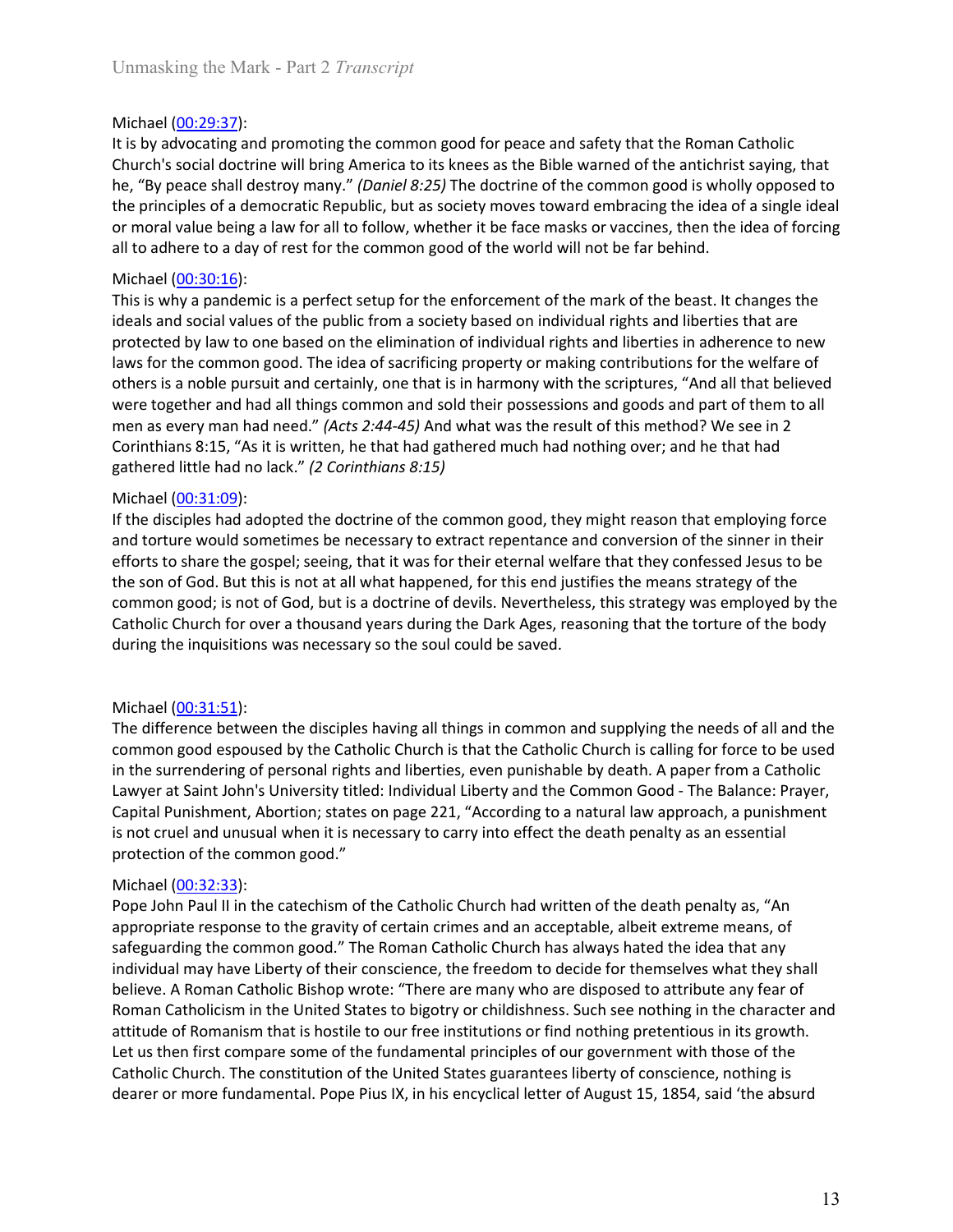Michael (00:29:37):
It is by advocating and promoting the common good for peace and safety that the Roman Catholic Church's social doctrine will bring America to its knees as the Bible warned of the antichrist saying, that he, "By peace shall destroy many." *(Daniel 8:25)* The doctrine of the common good is wholly opposed to the principles of a democratic Republic, but as society moves toward embracing the idea of a single ideal or moral value being a law for all to follow, whether it be face masks or vaccines, then the idea of forcing all to adhere to a day of rest for the common good of the world will not be far behind.

Michael (00:30:16):
This is why a pandemic is a perfect setup for the enforcement of the mark of the beast. It changes the ideals and social values of the public from a society based on individual rights and liberties that are protected by law to one based on the elimination of individual rights and liberties in adherence to new laws for the common good. The idea of sacrificing property or making contributions for the welfare of others is a noble pursuit and certainly, one that is in harmony with the scriptures, "And all that believed were together and had all things common and sold their possessions and goods and part of them to all men as every man had need." *(Acts 2:44-45)* And what was the result of this method? We see in 2 Corinthians 8:15, "As it is written, he that had gathered much had nothing over; and he that had gathered little had no lack." *(2 Corinthians 8:15)*

Michael (00:31:09):
If the disciples had adopted the doctrine of the common good, they might reason that employing force and torture would sometimes be necessary to extract repentance and conversion of the sinner in their efforts to share the gospel; seeing, that it was for their eternal welfare that they confessed Jesus to be the son of God. But this is not at all what happened, for this end justifies the means strategy of the common good; is not of God, but is a doctrine of devils. Nevertheless, this strategy was employed by the Catholic Church for over a thousand years during the Dark Ages, reasoning that the torture of the body during the inquisitions was necessary so the soul could be saved.

Michael (00:31:51):
The difference between the disciples having all things in common and supplying the needs of all and the common good espoused by the Catholic Church is that the Catholic Church is calling for force to be used in the surrendering of personal rights and liberties, even punishable by death. A paper from a Catholic Lawyer at Saint John's University titled: Individual Liberty and the Common Good - The Balance: Prayer, Capital Punishment, Abortion; states on page 221, "According to a natural law approach, a punishment is not cruel and unusual when it is necessary to carry into effect the death penalty as an essential protection of the common good."

Michael (00:32:33):
Pope John Paul II in the catechism of the Catholic Church had written of the death penalty as, "An appropriate response to the gravity of certain crimes and an acceptable, albeit extreme means, of safeguarding the common good." The Roman Catholic Church has always hated the idea that any individual may have Liberty of their conscience, the freedom to decide for themselves what they shall believe. A Roman Catholic Bishop wrote: "There are many who are disposed to attribute any fear of Roman Catholicism in the United States to bigotry or childishness. Such see nothing in the character and attitude of Romanism that is hostile to our free institutions or find nothing pretentious in its growth. Let us then first compare some of the fundamental principles of our government with those of the Catholic Church. The constitution of the United States guarantees liberty of conscience, nothing is dearer or more fundamental. Pope Pius IX, in his encyclical letter of August 15, 1854, said 'the absurd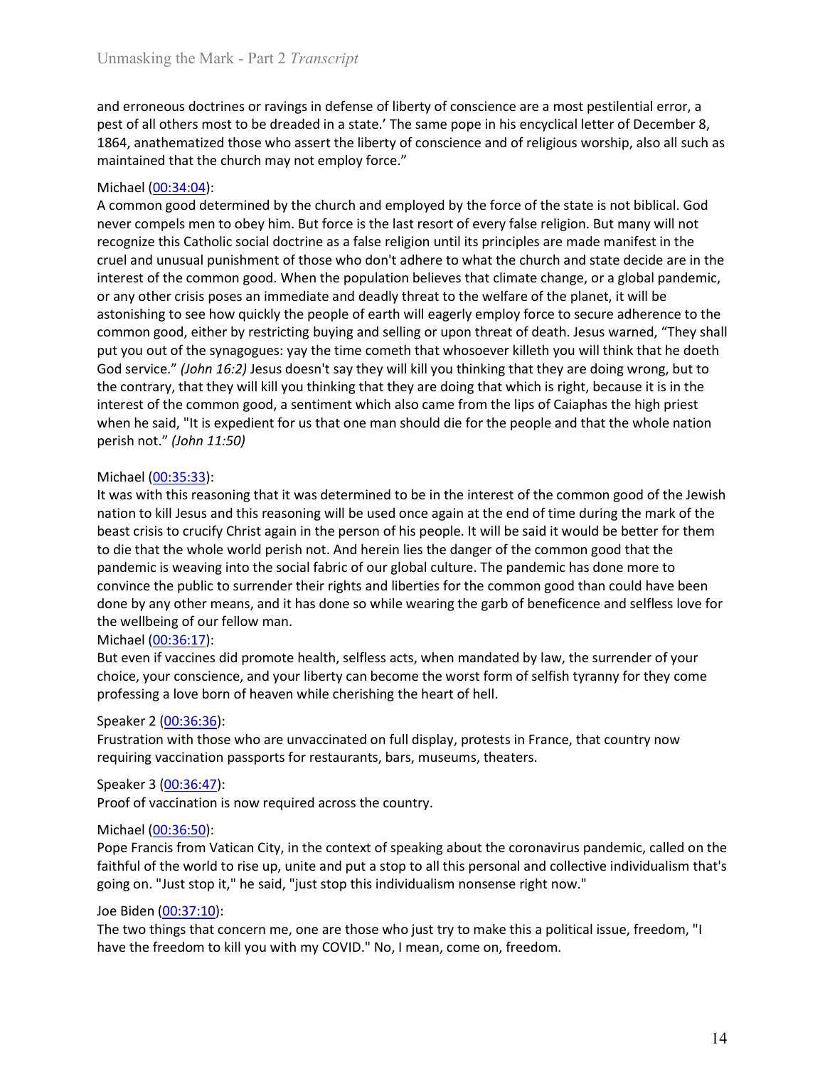and erroneous doctrines or ravings in defense of liberty of conscience are a most pestilential error, a pest of all others most to be dreaded in a state.' The same pope in his encyclical letter of December 8, 1864, anathematized those who assert the liberty of conscience and of religious worship, also all such as maintained that the church may not employ force."

Michael (00:34:04):
A common good determined by the church and employed by the force of the state is not biblical. God never compels men to obey him. But force is the last resort of every false religion. But many will not recognize this Catholic social doctrine as a false religion until its principles are made manifest in the cruel and unusual punishment of those who don't adhere to what the church and state decide are in the interest of the common good. When the population believes that climate change, or a global pandemic, or any other crisis poses an immediate and deadly threat to the welfare of the planet, it will be astonishing to see how quickly the people of earth will eagerly employ force to secure adherence to the common good, either by restricting buying and selling or upon threat of death. Jesus warned, "They shall put you out of the synagogues: yay the time cometh that whosoever killeth you will think that he doeth God service." *(John 16:2)* Jesus doesn't say they will kill you thinking that they are doing wrong, but to the contrary, that they will kill you thinking that they are doing that which is right, because it is in the interest of the common good, a sentiment which also came from the lips of Caiaphas the high priest when he said, "It is expedient for us that one man should die for the people and that the whole nation perish not." *(John 11:50)*

Michael (00:35:33):
It was with this reasoning that it was determined to be in the interest of the common good of the Jewish nation to kill Jesus and this reasoning will be used once again at the end of time during the mark of the beast crisis to crucify Christ again in the person of his people. It will be said it would be better for them to die that the whole world perish not. And herein lies the danger of the common good that the pandemic is weaving into the social fabric of our global culture. The pandemic has done more to convince the public to surrender their rights and liberties for the common good than could have been done by any other means, and it has done so while wearing the garb of beneficence and selfless love for the wellbeing of our fellow man.

Michael (00:36:17):
But even if vaccines did promote health, selfless acts, when mandated by law, the surrender of your choice, your conscience, and your liberty can become the worst form of selfish tyranny for they come professing a love born of heaven while cherishing the heart of hell.

Speaker 2 (00:36:36):
Frustration with those who are unvaccinated on full display, protests in France, that country now requiring vaccination passports for restaurants, bars, museums, theaters.

Speaker 3 (00:36:47):
Proof of vaccination is now required across the country.

Michael (00:36:50):
Pope Francis from Vatican City, in the context of speaking about the coronavirus pandemic, called on the faithful of the world to rise up, unite and put a stop to all this personal and collective individualism that's going on. "Just stop it," he said, "just stop this individualism nonsense right now."

Joe Biden (00:37:10):
The two things that concern me, one are those who just try to make this a political issue, freedom, "I have the freedom to kill you with my COVID." No, I mean, come on, freedom.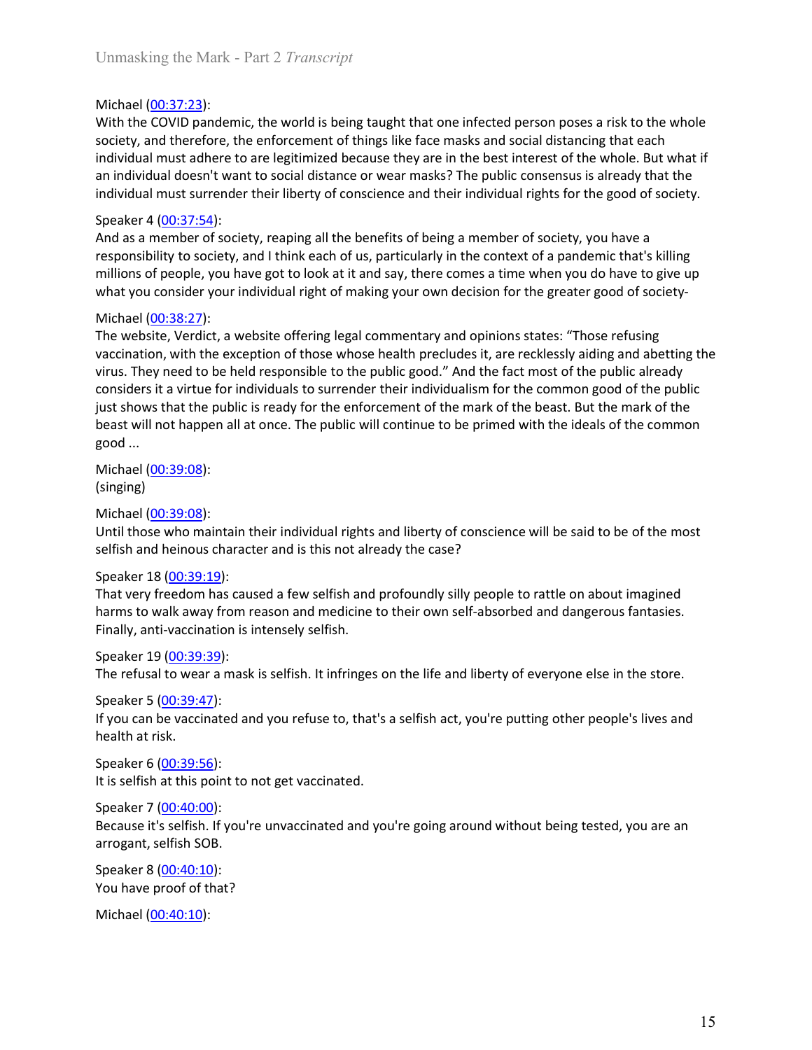Michael (00:37:23):
With the COVID pandemic, the world is being taught that one infected person poses a risk to the whole society, and therefore, the enforcement of things like face masks and social distancing that each individual must adhere to are legitimized because they are in the best interest of the whole. But what if an individual doesn't want to social distance or wear masks? The public consensus is already that the individual must surrender their liberty of conscience and their individual rights for the good of society.

Speaker 4 (00:37:54):
And as a member of society, reaping all the benefits of being a member of society, you have a responsibility to society, and I think each of us, particularly in the context of a pandemic that's killing millions of people, you have got to look at it and say, there comes a time when you do have to give up what you consider your individual right of making your own decision for the greater good of society-

Michael (00:38:27):
The website, Verdict, a website offering legal commentary and opinions states: "Those refusing vaccination, with the exception of those whose health precludes it, are recklessly aiding and abetting the virus. They need to be held responsible to the public good." And the fact most of the public already considers it a virtue for individuals to surrender their individualism for the common good of the public just shows that the public is ready for the enforcement of the mark of the beast. But the mark of the beast will not happen all at once. The public will continue to be primed with the ideals of the common good ...

Michael (00:39:08):
(singing)

Michael (00:39:08):
Until those who maintain their individual rights and liberty of conscience will be said to be of the most selfish and heinous character and is this not already the case?

Speaker 18 (00:39:19):
That very freedom has caused a few selfish and profoundly silly people to rattle on about imagined harms to walk away from reason and medicine to their own self-absorbed and dangerous fantasies. Finally, anti-vaccination is intensely selfish.

Speaker 19 (00:39:39):
The refusal to wear a mask is selfish. It infringes on the life and liberty of everyone else in the store.

Speaker 5 (00:39:47):
If you can be vaccinated and you refuse to, that's a selfish act, you're putting other people's lives and health at risk.

Speaker 6 (00:39:56):
It is selfish at this point to not get vaccinated.

Speaker 7 (00:40:00):
Because it's selfish. If you're unvaccinated and you're going around without being tested, you are an arrogant, selfish SOB.

Speaker 8 (00:40:10):
You have proof of that?

Michael (00:40:10):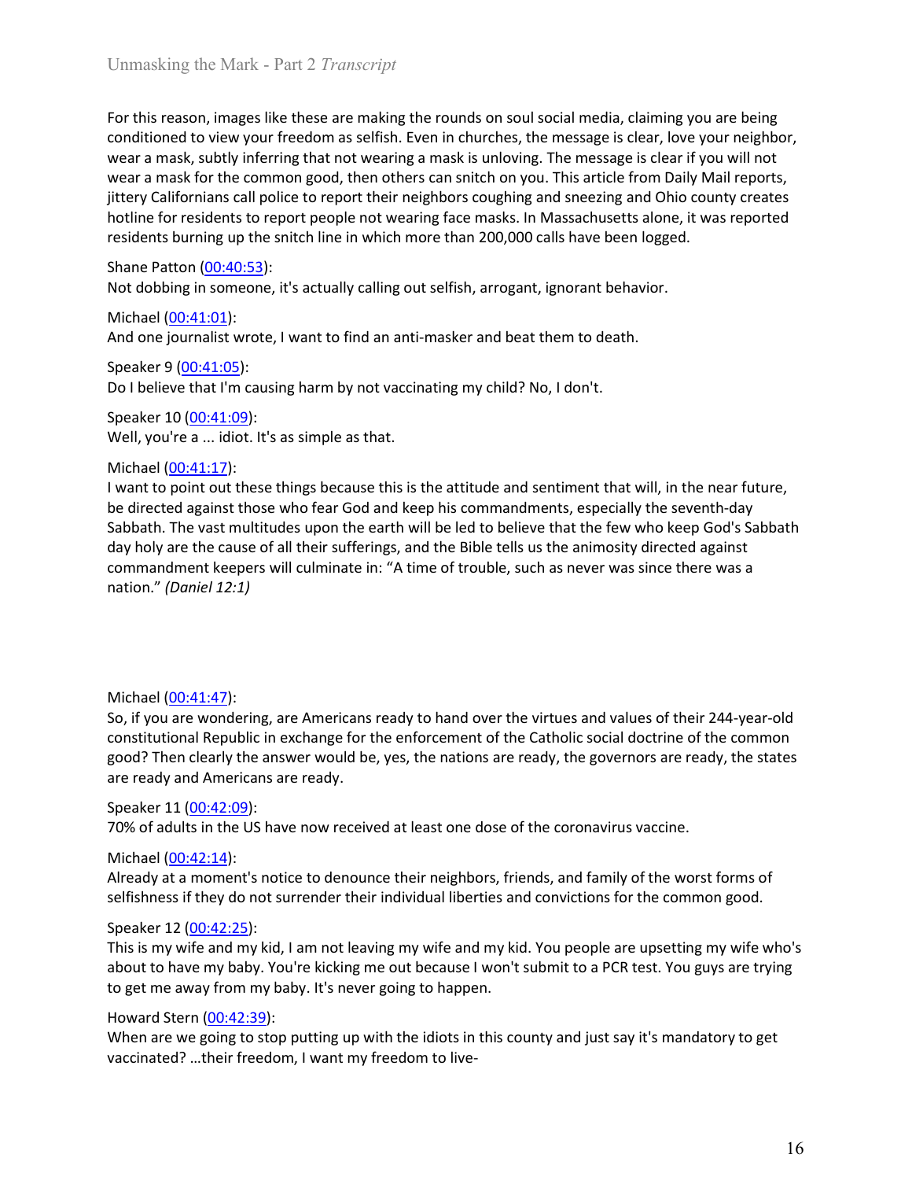For this reason, images like these are making the rounds on soul social media, claiming you are being conditioned to view your freedom as selfish. Even in churches, the message is clear, love your neighbor, wear a mask, subtly inferring that not wearing a mask is unloving. The message is clear if you will not wear a mask for the common good, then others can snitch on you. This article from Daily Mail reports, jittery Californians call police to report their neighbors coughing and sneezing and Ohio county creates hotline for residents to report people not wearing face masks. In Massachusetts alone, it was reported residents burning up the snitch line in which more than 200,000 calls have been logged.

Shane Patton ([00:40:53]):
Not dobbing in someone, it's actually calling out selfish, arrogant, ignorant behavior.

Michael ([00:41:01]):
And one journalist wrote, I want to find an anti-masker and beat them to death.

Speaker 9 ([00:41:05]):
Do I believe that I'm causing harm by not vaccinating my child? No, I don't.

Speaker 10 ([00:41:09]):
Well, you're a ... idiot. It's as simple as that.

Michael ([00:41:17]):
I want to point out these things because this is the attitude and sentiment that will, in the near future, be directed against those who fear God and keep his commandments, especially the seventh-day Sabbath. The vast multitudes upon the earth will be led to believe that the few who keep God's Sabbath day holy are the cause of all their sufferings, and the Bible tells us the animosity directed against commandment keepers will culminate in: "A time of trouble, such as never was since there was a nation." *(Daniel 12:1)*

Michael ([00:41:47]):
So, if you are wondering, are Americans ready to hand over the virtues and values of their 244-year-old constitutional Republic in exchange for the enforcement of the Catholic social doctrine of the common good? Then clearly the answer would be, yes, the nations are ready, the governors are ready, the states are ready and Americans are ready.

Speaker 11 ([00:42:09]):
70% of adults in the US have now received at least one dose of the coronavirus vaccine.

Michael ([00:42:14]):
Already at a moment's notice to denounce their neighbors, friends, and family of the worst forms of selfishness if they do not surrender their individual liberties and convictions for the common good.

Speaker 12 ([00:42:25]):
This is my wife and my kid, I am not leaving my wife and my kid. You people are upsetting my wife who's about to have my baby. You're kicking me out because I won't submit to a PCR test. You guys are trying to get me away from my baby. It's never going to happen.

Howard Stern ([00:42:39]):
When are we going to stop putting up with the idiots in this county and just say it's mandatory to get vaccinated? …their freedom, I want my freedom to live-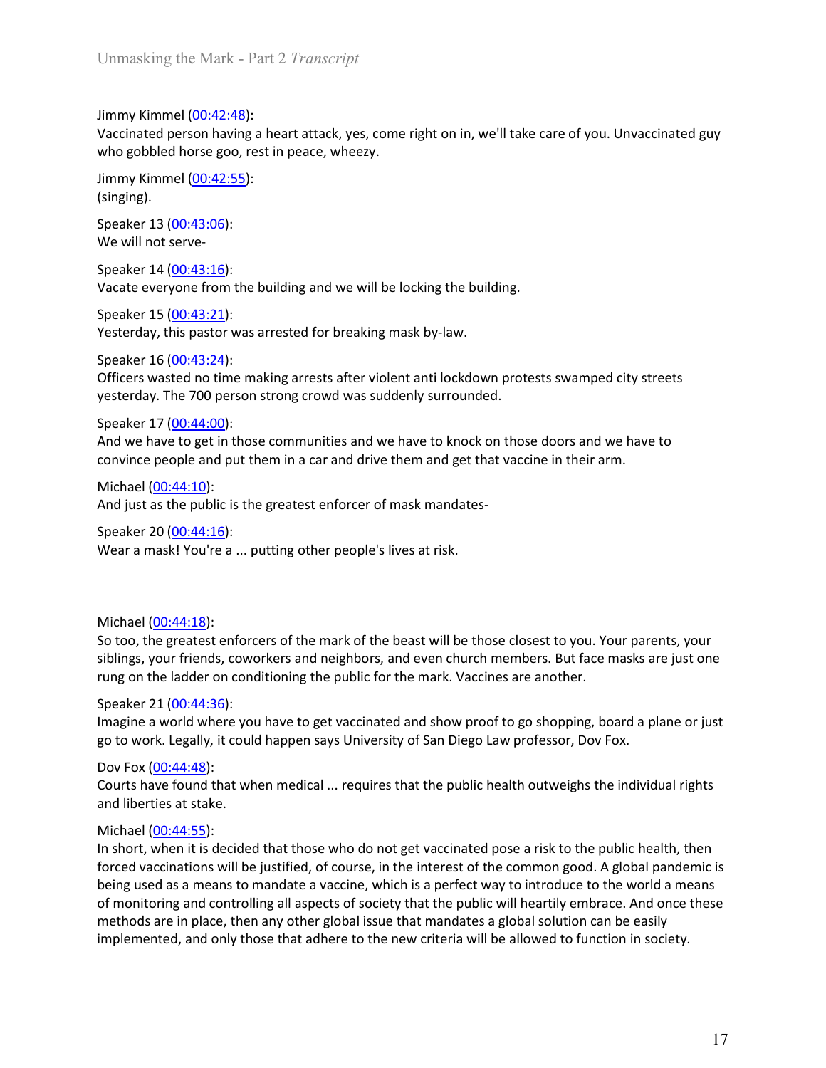Jimmy Kimmel (00:42:48):
Vaccinated person having a heart attack, yes, come right on in, we'll take care of you. Unvaccinated guy who gobbled horse goo, rest in peace, wheezy.

Jimmy Kimmel (00:42:55):
(singing).

Speaker 13 (00:43:06):
We will not serve-

Speaker 14 (00:43:16):
Vacate everyone from the building and we will be locking the building.

Speaker 15 (00:43:21):
Yesterday, this pastor was arrested for breaking mask by-law.

Speaker 16 (00:43:24):
Officers wasted no time making arrests after violent anti lockdown protests swamped city streets yesterday. The 700 person strong crowd was suddenly surrounded.

Speaker 17 (00:44:00):
And we have to get in those communities and we have to knock on those doors and we have to convince people and put them in a car and drive them and get that vaccine in their arm.

Michael (00:44:10):
And just as the public is the greatest enforcer of mask mandates-

Speaker 20 (00:44:16):
Wear a mask! You're a ... putting other people's lives at risk.

Michael (00:44:18):
So too, the greatest enforcers of the mark of the beast will be those closest to you. Your parents, your siblings, your friends, coworkers and neighbors, and even church members. But face masks are just one rung on the ladder on conditioning the public for the mark. Vaccines are another.

Speaker 21 (00:44:36):
Imagine a world where you have to get vaccinated and show proof to go shopping, board a plane or just go to work. Legally, it could happen says University of San Diego Law professor, Dov Fox.

Dov Fox (00:44:48):
Courts have found that when medical ... requires that the public health outweighs the individual rights and liberties at stake.

Michael (00:44:55):
In short, when it is decided that those who do not get vaccinated pose a risk to the public health, then forced vaccinations will be justified, of course, in the interest of the common good. A global pandemic is being used as a means to mandate a vaccine, which is a perfect way to introduce to the world a means of monitoring and controlling all aspects of society that the public will heartily embrace. And once these methods are in place, then any other global issue that mandates a global solution can be easily implemented, and only those that adhere to the new criteria will be allowed to function in society.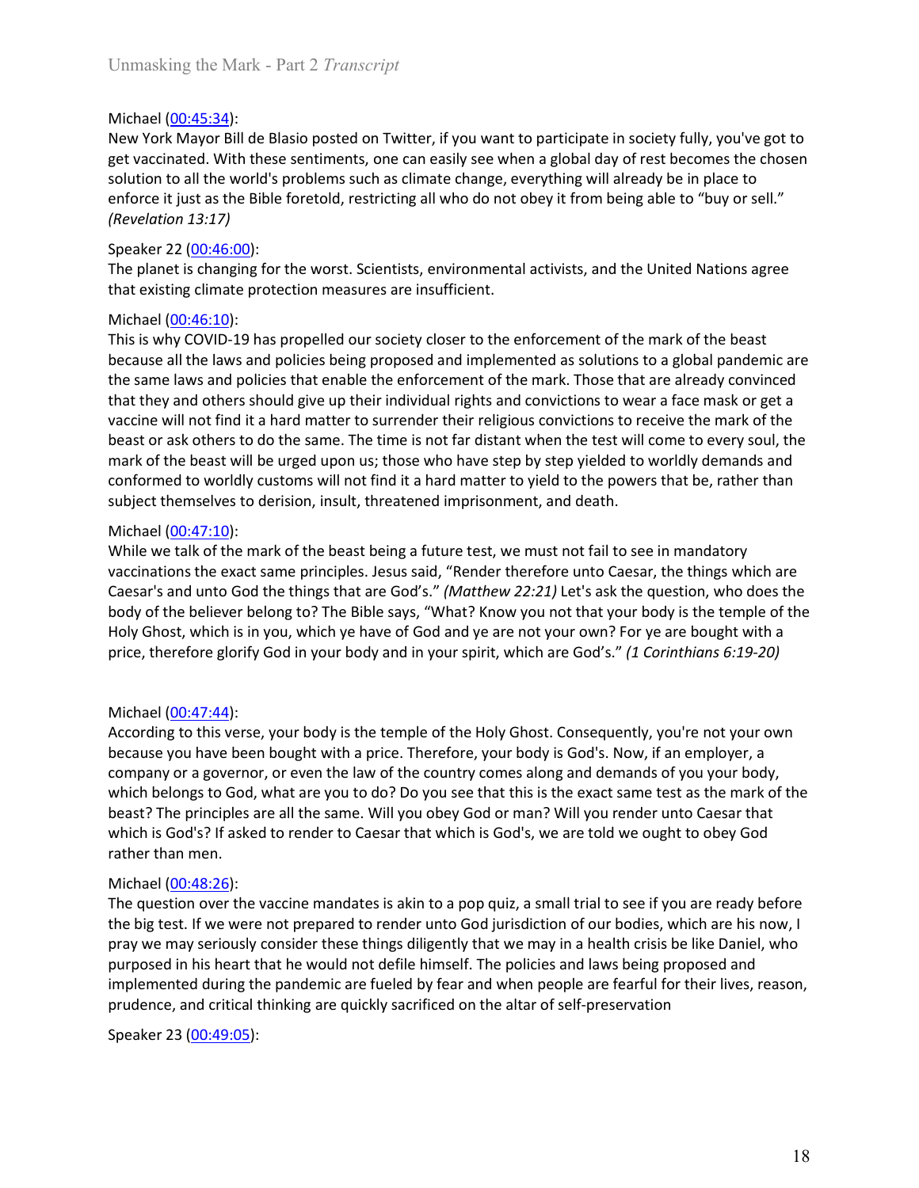Michael (00:45:34):
New York Mayor Bill de Blasio posted on Twitter, if you want to participate in society fully, you've got to get vaccinated. With these sentiments, one can easily see when a global day of rest becomes the chosen solution to all the world's problems such as climate change, everything will already be in place to enforce it just as the Bible foretold, restricting all who do not obey it from being able to "buy or sell." *(Revelation 13:17)*

Speaker 22 (00:46:00):
The planet is changing for the worst. Scientists, environmental activists, and the United Nations agree that existing climate protection measures are insufficient.

Michael (00:46:10):
This is why COVID-19 has propelled our society closer to the enforcement of the mark of the beast because all the laws and policies being proposed and implemented as solutions to a global pandemic are the same laws and policies that enable the enforcement of the mark. Those that are already convinced that they and others should give up their individual rights and convictions to wear a face mask or get a vaccine will not find it a hard matter to surrender their religious convictions to receive the mark of the beast or ask others to do the same. The time is not far distant when the test will come to every soul, the mark of the beast will be urged upon us; those who have step by step yielded to worldly demands and conformed to worldly customs will not find it a hard matter to yield to the powers that be, rather than subject themselves to derision, insult, threatened imprisonment, and death.

Michael (00:47:10):
While we talk of the mark of the beast being a future test, we must not fail to see in mandatory vaccinations the exact same principles. Jesus said, "Render therefore unto Caesar, the things which are Caesar's and unto God the things that are God's." *(Matthew 22:21)* Let's ask the question, who does the body of the believer belong to? The Bible says, "What? Know you not that your body is the temple of the Holy Ghost, which is in you, which ye have of God and ye are not your own? For ye are bought with a price, therefore glorify God in your body and in your spirit, which are God's." *(1 Corinthians 6:19-20)*

Michael (00:47:44):
According to this verse, your body is the temple of the Holy Ghost. Consequently, you're not your own because you have been bought with a price. Therefore, your body is God's. Now, if an employer, a company or a governor, or even the law of the country comes along and demands of you your body, which belongs to God, what are you to do? Do you see that this is the exact same test as the mark of the beast? The principles are all the same. Will you obey God or man? Will you render unto Caesar that which is God's? If asked to render to Caesar that which is God's, we are told we ought to obey God rather than men.

Michael (00:48:26):
The question over the vaccine mandates is akin to a pop quiz, a small trial to see if you are ready before the big test. If we were not prepared to render unto God jurisdiction of our bodies, which are his now, I pray we may seriously consider these things diligently that we may in a health crisis be like Daniel, who purposed in his heart that he would not defile himself. The policies and laws being proposed and implemented during the pandemic are fueled by fear and when people are fearful for their lives, reason, prudence, and critical thinking are quickly sacrificed on the altar of self-preservation

Speaker 23 (00:49:05):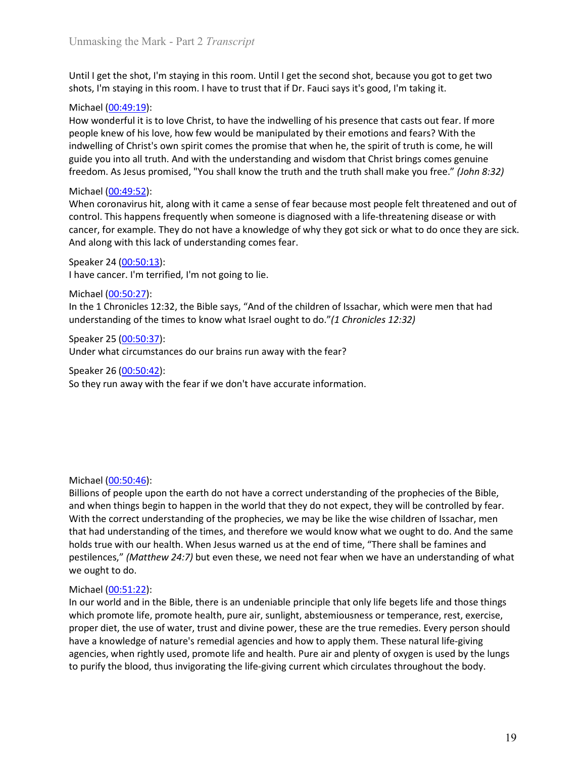Until I get the shot, I'm staying in this room. Until I get the second shot, because you got to get two shots, I'm staying in this room. I have to trust that if Dr. Fauci says it's good, I'm taking it.

Michael (00:49:19):
How wonderful it is to love Christ, to have the indwelling of his presence that casts out fear. If more people knew of his love, how few would be manipulated by their emotions and fears? With the indwelling of Christ's own spirit comes the promise that when he, the spirit of truth is come, he will guide you into all truth. And with the understanding and wisdom that Christ brings comes genuine freedom. As Jesus promised, "You shall know the truth and the truth shall make you free." *(John 8:32)*

Michael (00:49:52):
When coronavirus hit, along with it came a sense of fear because most people felt threatened and out of control. This happens frequently when someone is diagnosed with a life-threatening disease or with cancer, for example. They do not have a knowledge of why they got sick or what to do once they are sick. And along with this lack of understanding comes fear.

Speaker 24 (00:50:13):
I have cancer. I'm terrified, I'm not going to lie.

Michael (00:50:27):
In the 1 Chronicles 12:32, the Bible says, "And of the children of Issachar, which were men that had understanding of the times to know what Israel ought to do."*(1 Chronicles 12:32)*

Speaker 25 (00:50:37):
Under what circumstances do our brains run away with the fear?

Speaker 26 (00:50:42):
So they run away with the fear if we don't have accurate information.

Michael (00:50:46):
Billions of people upon the earth do not have a correct understanding of the prophecies of the Bible, and when things begin to happen in the world that they do not expect, they will be controlled by fear. With the correct understanding of the prophecies, we may be like the wise children of Issachar, men that had understanding of the times, and therefore we would know what we ought to do. And the same holds true with our health. When Jesus warned us at the end of time, "There shall be famines and pestilences," *(Matthew 24:7)* but even these, we need not fear when we have an understanding of what we ought to do.

Michael (00:51:22):
In our world and in the Bible, there is an undeniable principle that only life begets life and those things which promote life, promote health, pure air, sunlight, abstemiousness or temperance, rest, exercise, proper diet, the use of water, trust and divine power, these are the true remedies. Every person should have a knowledge of nature's remedial agencies and how to apply them. These natural life-giving agencies, when rightly used, promote life and health. Pure air and plenty of oxygen is used by the lungs to purify the blood, thus invigorating the life-giving current which circulates throughout the body.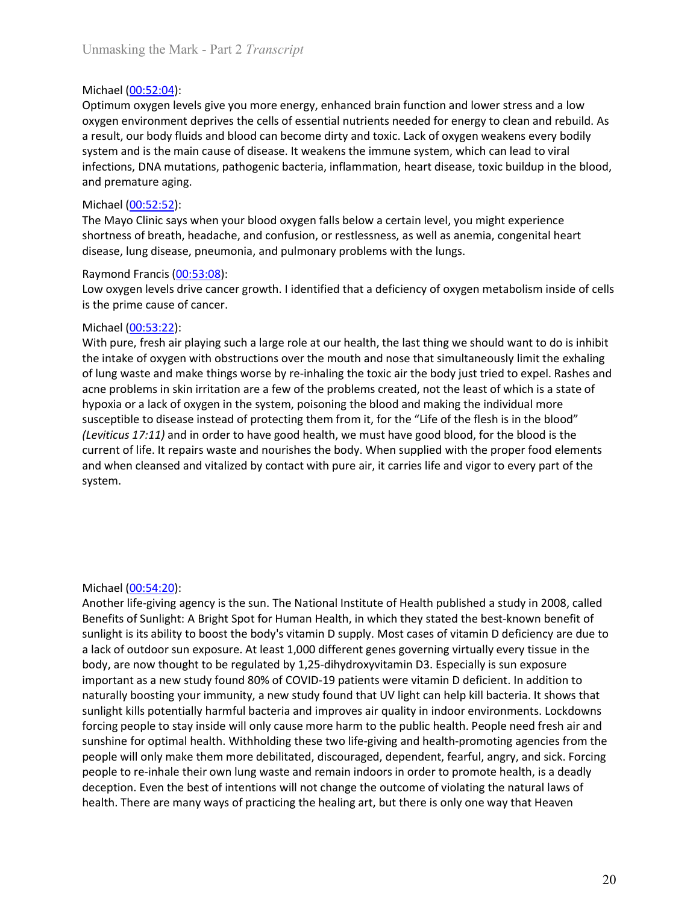Michael (00:52:04):
Optimum oxygen levels give you more energy, enhanced brain function and lower stress and a low oxygen environment deprives the cells of essential nutrients needed for energy to clean and rebuild. As a result, our body fluids and blood can become dirty and toxic. Lack of oxygen weakens every bodily system and is the main cause of disease. It weakens the immune system, which can lead to viral infections, DNA mutations, pathogenic bacteria, inflammation, heart disease, toxic buildup in the blood, and premature aging.

Michael (00:52:52):
The Mayo Clinic says when your blood oxygen falls below a certain level, you might experience shortness of breath, headache, and confusion, or restlessness, as well as anemia, congenital heart disease, lung disease, pneumonia, and pulmonary problems with the lungs.

Raymond Francis (00:53:08):
Low oxygen levels drive cancer growth. I identified that a deficiency of oxygen metabolism inside of cells is the prime cause of cancer.

Michael (00:53:22):
With pure, fresh air playing such a large role at our health, the last thing we should want to do is inhibit the intake of oxygen with obstructions over the mouth and nose that simultaneously limit the exhaling of lung waste and make things worse by re-inhaling the toxic air the body just tried to expel. Rashes and acne problems in skin irritation are a few of the problems created, not the least of which is a state of hypoxia or a lack of oxygen in the system, poisoning the blood and making the individual more susceptible to disease instead of protecting them from it, for the "Life of the flesh is in the blood" *(Leviticus 17:11)* and in order to have good health, we must have good blood, for the blood is the current of life. It repairs waste and nourishes the body. When supplied with the proper food elements and when cleansed and vitalized by contact with pure air, it carries life and vigor to every part of the system.

Michael (00:54:20):
Another life-giving agency is the sun. The National Institute of Health published a study in 2008, called Benefits of Sunlight: A Bright Spot for Human Health, in which they stated the best-known benefit of sunlight is its ability to boost the body's vitamin D supply. Most cases of vitamin D deficiency are due to a lack of outdoor sun exposure. At least 1,000 different genes governing virtually every tissue in the body, are now thought to be regulated by 1,25-dihydroxyvitamin D3. Especially is sun exposure important as a new study found 80% of COVID-19 patients were vitamin D deficient. In addition to naturally boosting your immunity, a new study found that UV light can help kill bacteria. It shows that sunlight kills potentially harmful bacteria and improves air quality in indoor environments. Lockdowns forcing people to stay inside will only cause more harm to the public health. People need fresh air and sunshine for optimal health. Withholding these two life-giving and health-promoting agencies from the people will only make them more debilitated, discouraged, dependent, fearful, angry, and sick. Forcing people to re-inhale their own lung waste and remain indoors in order to promote health, is a deadly deception. Even the best of intentions will not change the outcome of violating the natural laws of health. There are many ways of practicing the healing art, but there is only one way that Heaven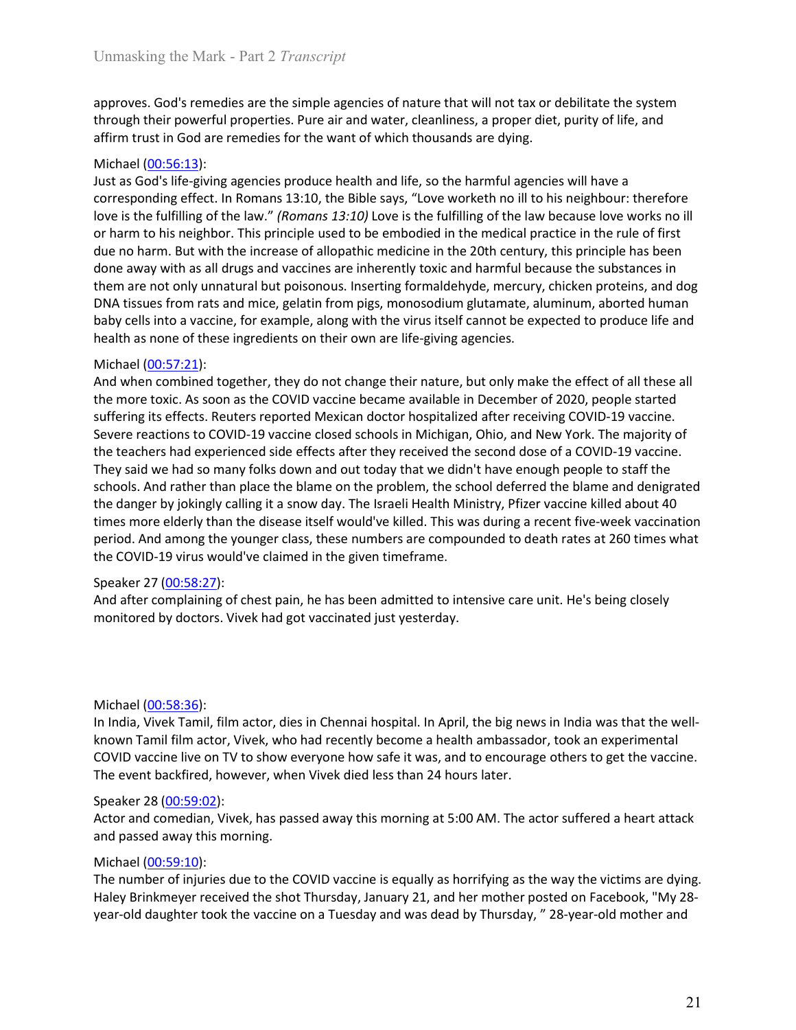approves. God's remedies are the simple agencies of nature that will not tax or debilitate the system through their powerful properties. Pure air and water, cleanliness, a proper diet, purity of life, and affirm trust in God are remedies for the want of which thousands are dying.

Michael (00:56:13):
Just as God's life-giving agencies produce health and life, so the harmful agencies will have a corresponding effect. In Romans 13:10, the Bible says, "Love worketh no ill to his neighbour: therefore love is the fulfilling of the law." *(Romans 13:10)* Love is the fulfilling of the law because love works no ill or harm to his neighbor. This principle used to be embodied in the medical practice in the rule of first due no harm. But with the increase of allopathic medicine in the 20th century, this principle has been done away with as all drugs and vaccines are inherently toxic and harmful because the substances in them are not only unnatural but poisonous. Inserting formaldehyde, mercury, chicken proteins, and dog DNA tissues from rats and mice, gelatin from pigs, monosodium glutamate, aluminum, aborted human baby cells into a vaccine, for example, along with the virus itself cannot be expected to produce life and health as none of these ingredients on their own are life-giving agencies.

Michael (00:57:21):
And when combined together, they do not change their nature, but only make the effect of all these all the more toxic. As soon as the COVID vaccine became available in December of 2020, people started suffering its effects. Reuters reported Mexican doctor hospitalized after receiving COVID-19 vaccine. Severe reactions to COVID-19 vaccine closed schools in Michigan, Ohio, and New York. The majority of the teachers had experienced side effects after they received the second dose of a COVID-19 vaccine. They said we had so many folks down and out today that we didn't have enough people to staff the schools. And rather than place the blame on the problem, the school deferred the blame and denigrated the danger by jokingly calling it a snow day. The Israeli Health Ministry, Pfizer vaccine killed about 40 times more elderly than the disease itself would've killed. This was during a recent five-week vaccination period. And among the younger class, these numbers are compounded to death rates at 260 times what the COVID-19 virus would've claimed in the given timeframe.

Speaker 27 (00:58:27):
And after complaining of chest pain, he has been admitted to intensive care unit. He's being closely monitored by doctors. Vivek had got vaccinated just yesterday.

Michael (00:58:36):
In India, Vivek Tamil, film actor, dies in Chennai hospital. In April, the big news in India was that the well-known Tamil film actor, Vivek, who had recently become a health ambassador, took an experimental COVID vaccine live on TV to show everyone how safe it was, and to encourage others to get the vaccine. The event backfired, however, when Vivek died less than 24 hours later.

Speaker 28 (00:59:02):
Actor and comedian, Vivek, has passed away this morning at 5:00 AM. The actor suffered a heart attack and passed away this morning.

Michael (00:59:10):
The number of injuries due to the COVID vaccine is equally as horrifying as the way the victims are dying. Haley Brinkmeyer received the shot Thursday, January 21, and her mother posted on Facebook, "My 28-year-old daughter took the vaccine on a Tuesday and was dead by Thursday, " 28-year-old mother and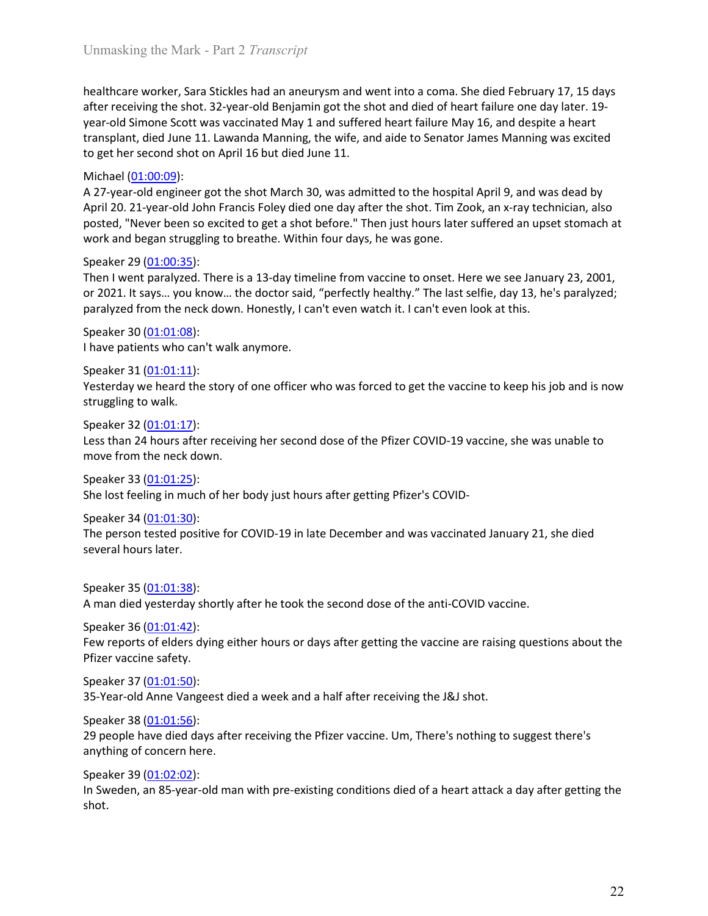healthcare worker, Sara Stickles had an aneurysm and went into a coma. She died February 17, 15 days after receiving the shot. 32-year-old Benjamin got the shot and died of heart failure one day later. 19-year-old Simone Scott was vaccinated May 1 and suffered heart failure May 16, and despite a heart transplant, died June 11. Lawanda Manning, the wife, and aide to Senator James Manning was excited to get her second shot on April 16 but died June 11.

Michael (01:00:09):
A 27-year-old engineer got the shot March 30, was admitted to the hospital April 9, and was dead by April 20. 21-year-old John Francis Foley died one day after the shot. Tim Zook, an x-ray technician, also posted, "Never been so excited to get a shot before." Then just hours later suffered an upset stomach at work and began struggling to breathe. Within four days, he was gone.

Speaker 29 (01:00:35):
Then I went paralyzed. There is a 13-day timeline from vaccine to onset. Here we see January 23, 2001, or 2021. It says… you know… the doctor said, "perfectly healthy." The last selfie, day 13, he's paralyzed; paralyzed from the neck down. Honestly, I can't even watch it. I can't even look at this.

Speaker 30 (01:01:08):
I have patients who can't walk anymore.

Speaker 31 (01:01:11):
Yesterday we heard the story of one officer who was forced to get the vaccine to keep his job and is now struggling to walk.

Speaker 32 (01:01:17):
Less than 24 hours after receiving her second dose of the Pfizer COVID-19 vaccine, she was unable to move from the neck down.

Speaker 33 (01:01:25):
She lost feeling in much of her body just hours after getting Pfizer's COVID-

Speaker 34 (01:01:30):
The person tested positive for COVID-19 in late December and was vaccinated January 21, she died several hours later.

Speaker 35 (01:01:38):
A man died yesterday shortly after he took the second dose of the anti-COVID vaccine.

Speaker 36 (01:01:42):
Few reports of elders dying either hours or days after getting the vaccine are raising questions about the Pfizer vaccine safety.

Speaker 37 (01:01:50):
35-Year-old Anne Vangeest died a week and a half after receiving the J&J shot.

Speaker 38 (01:01:56):
29 people have died days after receiving the Pfizer vaccine. Um, There's nothing to suggest there's anything of concern here.

Speaker 39 (01:02:02):
In Sweden, an 85-year-old man with pre-existing conditions died of a heart attack a day after getting the shot.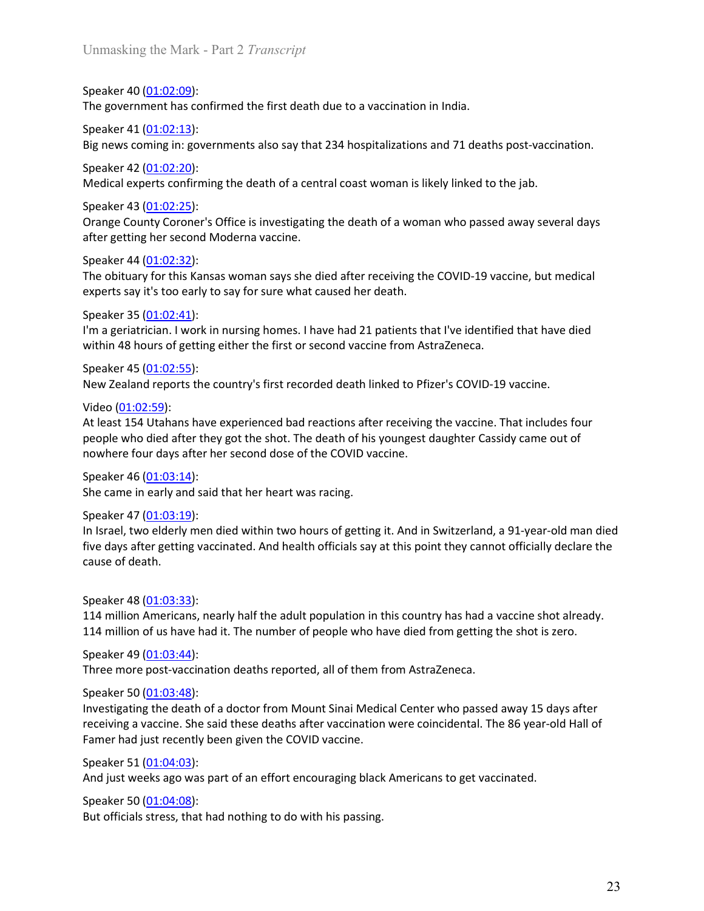Speaker 40 ([01:02:09](#)):
The government has confirmed the first death due to a vaccination in India.

Speaker 41 ([01:02:13](#)):
Big news coming in: governments also say that 234 hospitalizations and 71 deaths post-vaccination.

Speaker 42 ([01:02:20](#)):
Medical experts confirming the death of a central coast woman is likely linked to the jab.

Speaker 43 ([01:02:25](#)):
Orange County Coroner's Office is investigating the death of a woman who passed away several days after getting her second Moderna vaccine.

Speaker 44 ([01:02:32](#)):
The obituary for this Kansas woman says she died after receiving the COVID-19 vaccine, but medical experts say it's too early to say for sure what caused her death.

Speaker 35 ([01:02:41](#)):
I'm a geriatrician. I work in nursing homes. I have had 21 patients that I've identified that have died within 48 hours of getting either the first or second vaccine from AstraZeneca.

Speaker 45 ([01:02:55](#)):
New Zealand reports the country's first recorded death linked to Pfizer's COVID-19 vaccine.

Video ([01:02:59](#)):
At least 154 Utahans have experienced bad reactions after receiving the vaccine. That includes four people who died after they got the shot. The death of his youngest daughter Cassidy came out of nowhere four days after her second dose of the COVID vaccine.

Speaker 46 ([01:03:14](#)):
She came in early and said that her heart was racing.

Speaker 47 ([01:03:19](#)):
In Israel, two elderly men died within two hours of getting it. And in Switzerland, a 91-year-old man died five days after getting vaccinated. And health officials say at this point they cannot officially declare the cause of death.

Speaker 48 ([01:03:33](#)):
114 million Americans, nearly half the adult population in this country has had a vaccine shot already. 114 million of us have had it. The number of people who have died from getting the shot is zero.

Speaker 49 ([01:03:44](#)):
Three more post-vaccination deaths reported, all of them from AstraZeneca.

Speaker 50 ([01:03:48](#)):
Investigating the death of a doctor from Mount Sinai Medical Center who passed away 15 days after receiving a vaccine. She said these deaths after vaccination were coincidental. The 86 year-old Hall of Famer had just recently been given the COVID vaccine.

Speaker 51 ([01:04:03](#)):
And just weeks ago was part of an effort encouraging black Americans to get vaccinated.

Speaker 50 ([01:04:08](#)):
But officials stress, that had nothing to do with his passing.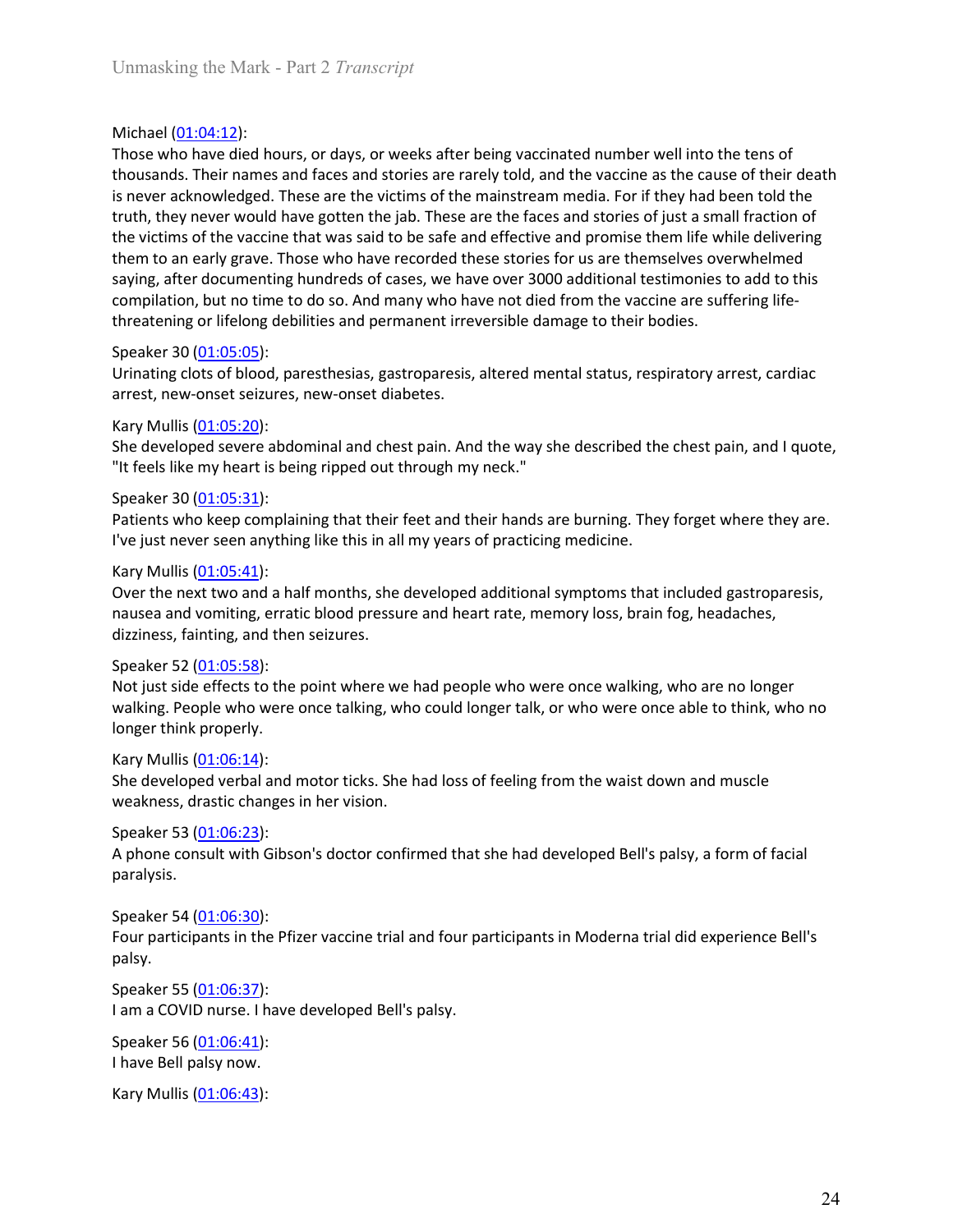Michael ([01:04:12](#)):
Those who have died hours, or days, or weeks after being vaccinated number well into the tens of thousands. Their names and faces and stories are rarely told, and the vaccine as the cause of their death is never acknowledged. These are the victims of the mainstream media. For if they had been told the truth, they never would have gotten the jab. These are the faces and stories of just a small fraction of the victims of the vaccine that was said to be safe and effective and promise them life while delivering them to an early grave. Those who have recorded these stories for us are themselves overwhelmed saying, after documenting hundreds of cases, we have over 3000 additional testimonies to add to this compilation, but no time to do so. And many who have not died from the vaccine are suffering life-threatening or lifelong debilities and permanent irreversible damage to their bodies.

Speaker 30 ([01:05:05](#)):
Urinating clots of blood, paresthesias, gastroparesis, altered mental status, respiratory arrest, cardiac arrest, new-onset seizures, new-onset diabetes.

Kary Mullis ([01:05:20](#)):
She developed severe abdominal and chest pain. And the way she described the chest pain, and I quote, "It feels like my heart is being ripped out through my neck."

Speaker 30 ([01:05:31](#)):
Patients who keep complaining that their feet and their hands are burning. They forget where they are. I've just never seen anything like this in all my years of practicing medicine.

Kary Mullis ([01:05:41](#)):
Over the next two and a half months, she developed additional symptoms that included gastroparesis, nausea and vomiting, erratic blood pressure and heart rate, memory loss, brain fog, headaches, dizziness, fainting, and then seizures.

Speaker 52 ([01:05:58](#)):
Not just side effects to the point where we had people who were once walking, who are no longer walking. People who were once talking, who could longer talk, or who were once able to think, who no longer think properly.

Kary Mullis ([01:06:14](#)):
She developed verbal and motor ticks. She had loss of feeling from the waist down and muscle weakness, drastic changes in her vision.

Speaker 53 ([01:06:23](#)):
A phone consult with Gibson's doctor confirmed that she had developed Bell's palsy, a form of facial paralysis.

Speaker 54 ([01:06:30](#)):
Four participants in the Pfizer vaccine trial and four participants in Moderna trial did experience Bell's palsy.

Speaker 55 ([01:06:37](#)):
I am a COVID nurse. I have developed Bell's palsy.

Speaker 56 ([01:06:41](#)):
I have Bell palsy now.

Kary Mullis ([01:06:43](#)):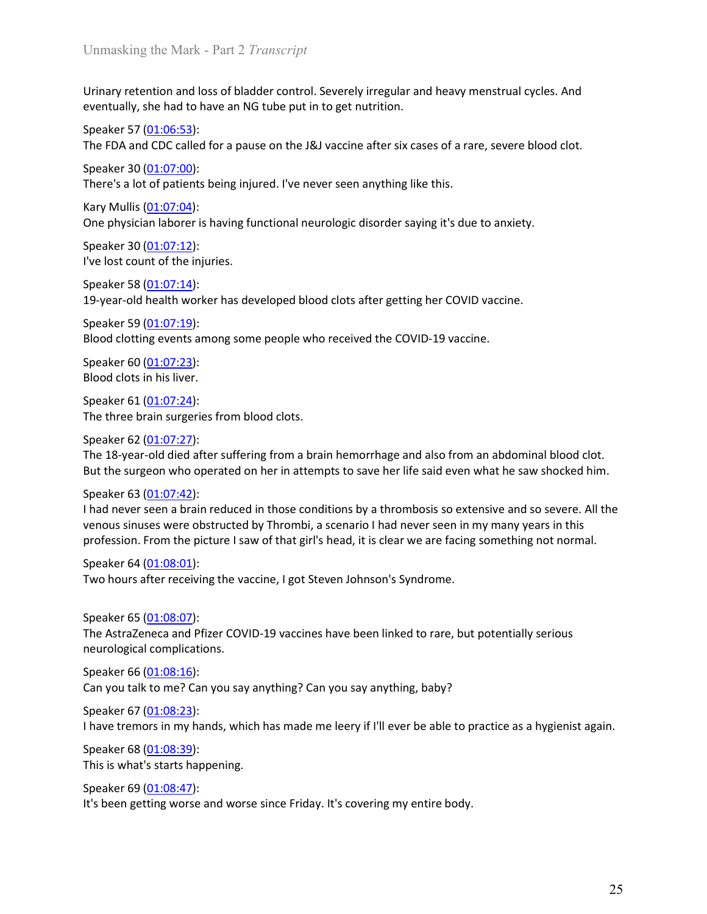Urinary retention and loss of bladder control. Severely irregular and heavy menstrual cycles. And eventually, she had to have an NG tube put in to get nutrition.

Speaker 57 (01:06:53):
The FDA and CDC called for a pause on the J&J vaccine after six cases of a rare, severe blood clot.

Speaker 30 (01:07:00):
There's a lot of patients being injured. I've never seen anything like this.

Kary Mullis (01:07:04):
One physician laborer is having functional neurologic disorder saying it's due to anxiety.

Speaker 30 (01:07:12):
I've lost count of the injuries.

Speaker 58 (01:07:14):
19-year-old health worker has developed blood clots after getting her COVID vaccine.

Speaker 59 (01:07:19):
Blood clotting events among some people who received the COVID-19 vaccine.

Speaker 60 (01:07:23):
Blood clots in his liver.

Speaker 61 (01:07:24):
The three brain surgeries from blood clots.

Speaker 62 (01:07:27):
The 18-year-old died after suffering from a brain hemorrhage and also from an abdominal blood clot. But the surgeon who operated on her in attempts to save her life said even what he saw shocked him.

Speaker 63 (01:07:42):
I had never seen a brain reduced in those conditions by a thrombosis so extensive and so severe. All the venous sinuses were obstructed by Thrombi, a scenario I had never seen in my many years in this profession. From the picture I saw of that girl's head, it is clear we are facing something not normal.

Speaker 64 (01:08:01):
Two hours after receiving the vaccine, I got Steven Johnson's Syndrome.

Speaker 65 (01:08:07):
The AstraZeneca and Pfizer COVID-19 vaccines have been linked to rare, but potentially serious neurological complications.

Speaker 66 (01:08:16):
Can you talk to me? Can you say anything? Can you say anything, baby?

Speaker 67 (01:08:23):
I have tremors in my hands, which has made me leery if I'll ever be able to practice as a hygienist again.

Speaker 68 (01:08:39):
This is what's starts happening.

Speaker 69 (01:08:47):
It's been getting worse and worse since Friday. It's covering my entire body.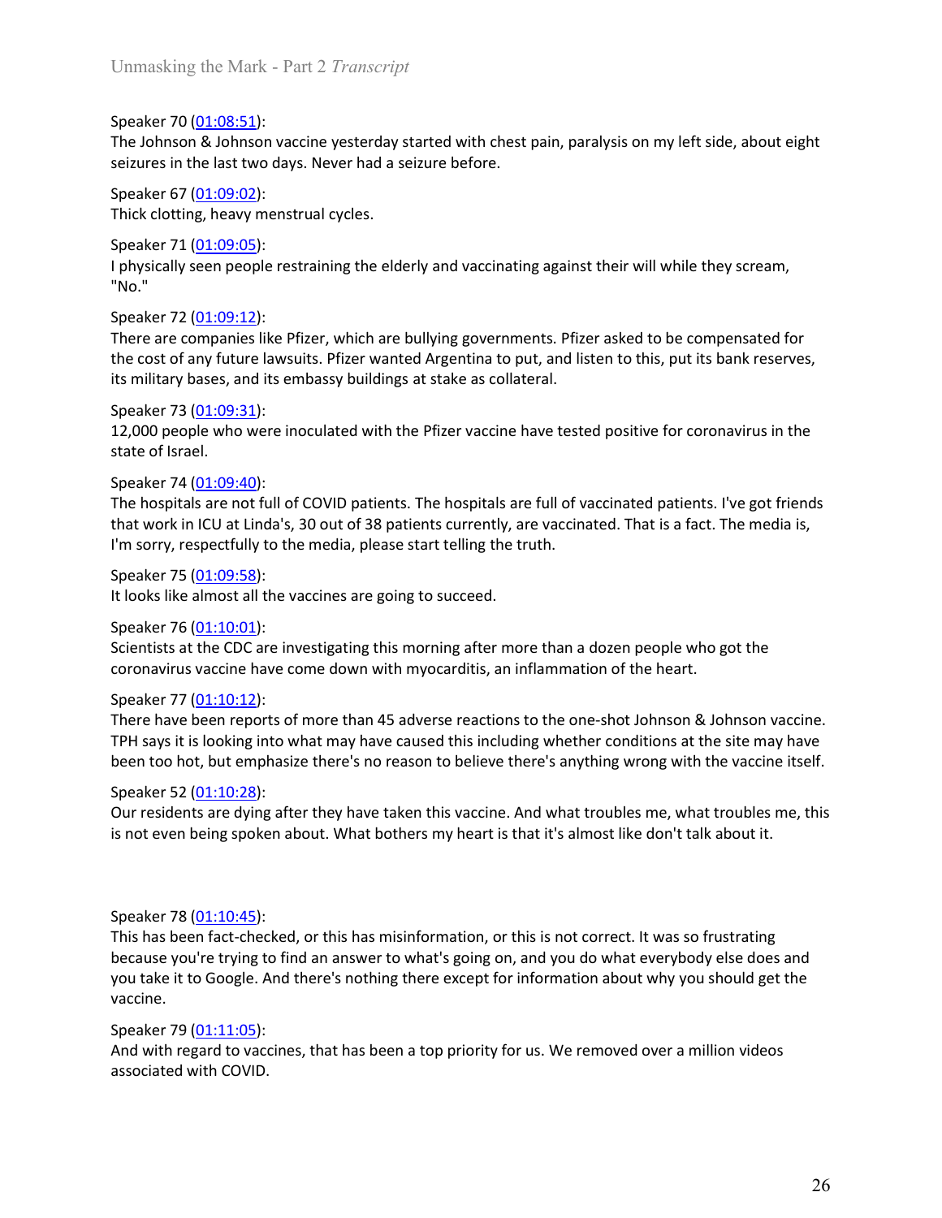Speaker 70 ([01:08:51](01:08:51)):
The Johnson & Johnson vaccine yesterday started with chest pain, paralysis on my left side, about eight seizures in the last two days. Never had a seizure before.

Speaker 67 ([01:09:02](01:09:02)):
Thick clotting, heavy menstrual cycles.

Speaker 71 ([01:09:05](01:09:05)):
I physically seen people restraining the elderly and vaccinating against their will while they scream, "No."

Speaker 72 ([01:09:12](01:09:12)):
There are companies like Pfizer, which are bullying governments. Pfizer asked to be compensated for the cost of any future lawsuits. Pfizer wanted Argentina to put, and listen to this, put its bank reserves, its military bases, and its embassy buildings at stake as collateral.

Speaker 73 ([01:09:31](01:09:31)):
12,000 people who were inoculated with the Pfizer vaccine have tested positive for coronavirus in the state of Israel.

Speaker 74 ([01:09:40](01:09:40)):
The hospitals are not full of COVID patients. The hospitals are full of vaccinated patients. I've got friends that work in ICU at Linda's, 30 out of 38 patients currently, are vaccinated. That is a fact. The media is, I'm sorry, respectfully to the media, please start telling the truth.

Speaker 75 ([01:09:58](01:09:58)):
It looks like almost all the vaccines are going to succeed.

Speaker 76 ([01:10:01](01:10:01)):
Scientists at the CDC are investigating this morning after more than a dozen people who got the coronavirus vaccine have come down with myocarditis, an inflammation of the heart.

Speaker 77 ([01:10:12](01:10:12)):
There have been reports of more than 45 adverse reactions to the one-shot Johnson & Johnson vaccine. TPH says it is looking into what may have caused this including whether conditions at the site may have been too hot, but emphasize there's no reason to believe there's anything wrong with the vaccine itself.

Speaker 52 ([01:10:28](01:10:28)):
Our residents are dying after they have taken this vaccine. And what troubles me, what troubles me, this is not even being spoken about. What bothers my heart is that it's almost like don't talk about it.

Speaker 78 ([01:10:45](01:10:45)):
This has been fact-checked, or this has misinformation, or this is not correct. It was so frustrating because you're trying to find an answer to what's going on, and you do what everybody else does and you take it to Google. And there's nothing there except for information about why you should get the vaccine.

Speaker 79 ([01:11:05](01:11:05)):
And with regard to vaccines, that has been a top priority for us. We removed over a million videos associated with COVID.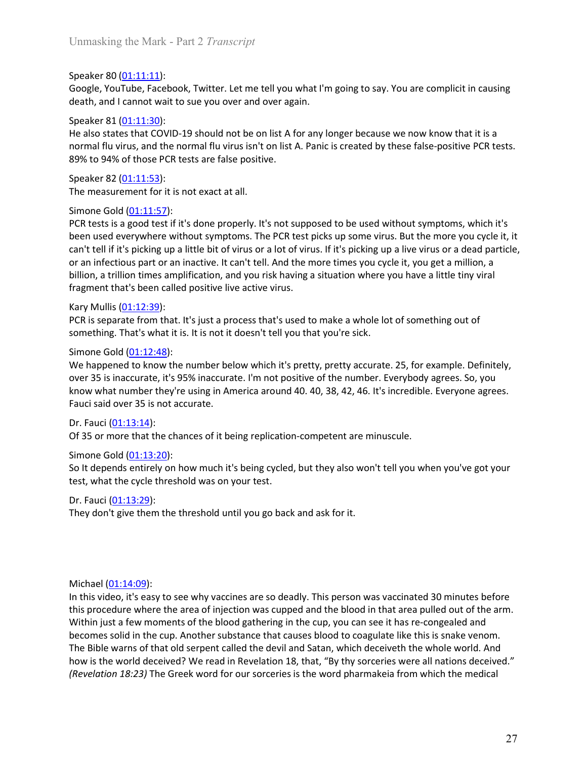Speaker 80 ([01:11:11](#)):
Google, YouTube, Facebook, Twitter. Let me tell you what I'm going to say. You are complicit in causing death, and I cannot wait to sue you over and over again.

Speaker 81 ([01:11:30](#)):
He also states that COVID-19 should not be on list A for any longer because we now know that it is a normal flu virus, and the normal flu virus isn't on list A. Panic is created by these false-positive PCR tests. 89% to 94% of those PCR tests are false positive.

Speaker 82 ([01:11:53](#)):
The measurement for it is not exact at all.

Simone Gold ([01:11:57](#)):
PCR tests is a good test if it's done properly. It's not supposed to be used without symptoms, which it's been used everywhere without symptoms. The PCR test picks up some virus. But the more you cycle it, it can't tell if it's picking up a little bit of virus or a lot of virus. If it's picking up a live virus or a dead particle, or an infectious part or an inactive. It can't tell. And the more times you cycle it, you get a million, a billion, a trillion times amplification, and you risk having a situation where you have a little tiny viral fragment that's been called positive live active virus.

Kary Mullis ([01:12:39](#)):
PCR is separate from that. It's just a process that's used to make a whole lot of something out of something. That's what it is. It is not it doesn't tell you that you're sick.

Simone Gold ([01:12:48](#)):
We happened to know the number below which it's pretty, pretty accurate. 25, for example. Definitely, over 35 is inaccurate, it's 95% inaccurate. I'm not positive of the number. Everybody agrees. So, you know what number they're using in America around 40. 40, 38, 42, 46. It's incredible. Everyone agrees. Fauci said over 35 is not accurate.

Dr. Fauci ([01:13:14](#)):
Of 35 or more that the chances of it being replication-competent are minuscule.

Simone Gold ([01:13:20](#)):
So It depends entirely on how much it's being cycled, but they also won't tell you when you've got your test, what the cycle threshold was on your test.

Dr. Fauci ([01:13:29](#)):
They don't give them the threshold until you go back and ask for it.

Michael ([01:14:09](#)):
In this video, it's easy to see why vaccines are so deadly. This person was vaccinated 30 minutes before this procedure where the area of injection was cupped and the blood in that area pulled out of the arm. Within just a few moments of the blood gathering in the cup, you can see it has re-congealed and becomes solid in the cup. Another substance that causes blood to coagulate like this is snake venom. The Bible warns of that old serpent called the devil and Satan, which deceiveth the whole world. And how is the world deceived? We read in Revelation 18, that, "By thy sorceries were all nations deceived." *(Revelation 18:23)* The Greek word for our sorceries is the word pharmakeia from which the medical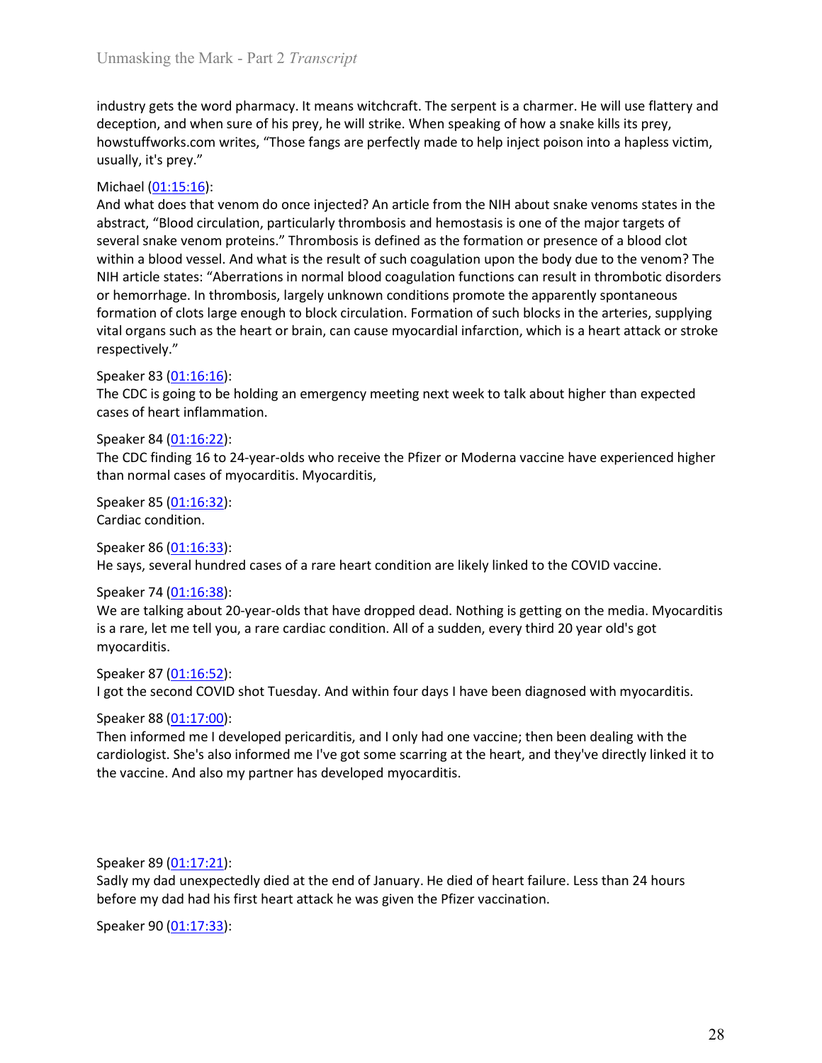industry gets the word pharmacy. It means witchcraft. The serpent is a charmer. He will use flattery and deception, and when sure of his prey, he will strike. When speaking of how a snake kills its prey, howstuffworks.com writes, "Those fangs are perfectly made to help inject poison into a hapless victim, usually, it's prey."

Michael (01:15:16):
And what does that venom do once injected? An article from the NIH about snake venoms states in the abstract, "Blood circulation, particularly thrombosis and hemostasis is one of the major targets of several snake venom proteins." Thrombosis is defined as the formation or presence of a blood clot within a blood vessel. And what is the result of such coagulation upon the body due to the venom? The NIH article states: "Aberrations in normal blood coagulation functions can result in thrombotic disorders or hemorrhage. In thrombosis, largely unknown conditions promote the apparently spontaneous formation of clots large enough to block circulation. Formation of such blocks in the arteries, supplying vital organs such as the heart or brain, can cause myocardial infarction, which is a heart attack or stroke respectively."

Speaker 83 (01:16:16):
The CDC is going to be holding an emergency meeting next week to talk about higher than expected cases of heart inflammation.

Speaker 84 (01:16:22):
The CDC finding 16 to 24-year-olds who receive the Pfizer or Moderna vaccine have experienced higher than normal cases of myocarditis. Myocarditis,

Speaker 85 (01:16:32):
Cardiac condition.

Speaker 86 (01:16:33):
He says, several hundred cases of a rare heart condition are likely linked to the COVID vaccine.

Speaker 74 (01:16:38):
We are talking about 20-year-olds that have dropped dead. Nothing is getting on the media. Myocarditis is a rare, let me tell you, a rare cardiac condition. All of a sudden, every third 20 year old's got myocarditis.

Speaker 87 (01:16:52):
I got the second COVID shot Tuesday. And within four days I have been diagnosed with myocarditis.

Speaker 88 (01:17:00):
Then informed me I developed pericarditis, and I only had one vaccine; then been dealing with the cardiologist. She's also informed me I've got some scarring at the heart, and they've directly linked it to the vaccine. And also my partner has developed myocarditis.

Speaker 89 (01:17:21):
Sadly my dad unexpectedly died at the end of January. He died of heart failure. Less than 24 hours before my dad had his first heart attack he was given the Pfizer vaccination.

Speaker 90 (01:17:33):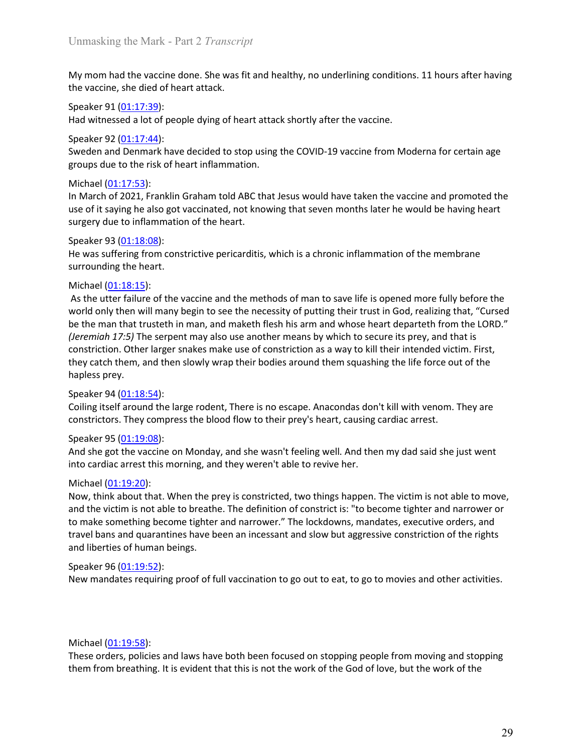My mom had the vaccine done. She was fit and healthy, no underlining conditions. 11 hours after having the vaccine, she died of heart attack.

Speaker 91 ([01:17:39](01:17:39)):
Had witnessed a lot of people dying of heart attack shortly after the vaccine.

Speaker 92 ([01:17:44](01:17:44)):
Sweden and Denmark have decided to stop using the COVID-19 vaccine from Moderna for certain age groups due to the risk of heart inflammation.

Michael ([01:17:53](01:17:53)):
In March of 2021, Franklin Graham told ABC that Jesus would have taken the vaccine and promoted the use of it saying he also got vaccinated, not knowing that seven months later he would be having heart surgery due to inflammation of the heart.

Speaker 93 ([01:18:08](01:18:08)):
He was suffering from constrictive pericarditis, which is a chronic inflammation of the membrane surrounding the heart.

Michael ([01:18:15](01:18:15)):
As the utter failure of the vaccine and the methods of man to save life is opened more fully before the world only then will many begin to see the necessity of putting their trust in God, realizing that, "Cursed be the man that trusteth in man, and maketh flesh his arm and whose heart departeth from the LORD." *(Jeremiah 17:5)* The serpent may also use another means by which to secure its prey, and that is constriction. Other larger snakes make use of constriction as a way to kill their intended victim. First, they catch them, and then slowly wrap their bodies around them squashing the life force out of the hapless prey.

Speaker 94 ([01:18:54](01:18:54)):
Coiling itself around the large rodent, There is no escape. Anacondas don't kill with venom. They are constrictors. They compress the blood flow to their prey's heart, causing cardiac arrest.

Speaker 95 ([01:19:08](01:19:08)):
And she got the vaccine on Monday, and she wasn't feeling well. And then my dad said she just went into cardiac arrest this morning, and they weren't able to revive her.

Michael ([01:19:20](01:19:20)):
Now, think about that. When the prey is constricted, two things happen. The victim is not able to move, and the victim is not able to breathe. The definition of constrict is: "to become tighter and narrower or to make something become tighter and narrower." The lockdowns, mandates, executive orders, and travel bans and quarantines have been an incessant and slow but aggressive constriction of the rights and liberties of human beings.

Speaker 96 ([01:19:52](01:19:52)):
New mandates requiring proof of full vaccination to go out to eat, to go to movies and other activities.

Michael ([01:19:58](01:19:58)):
These orders, policies and laws have both been focused on stopping people from moving and stopping them from breathing. It is evident that this is not the work of the God of love, but the work of the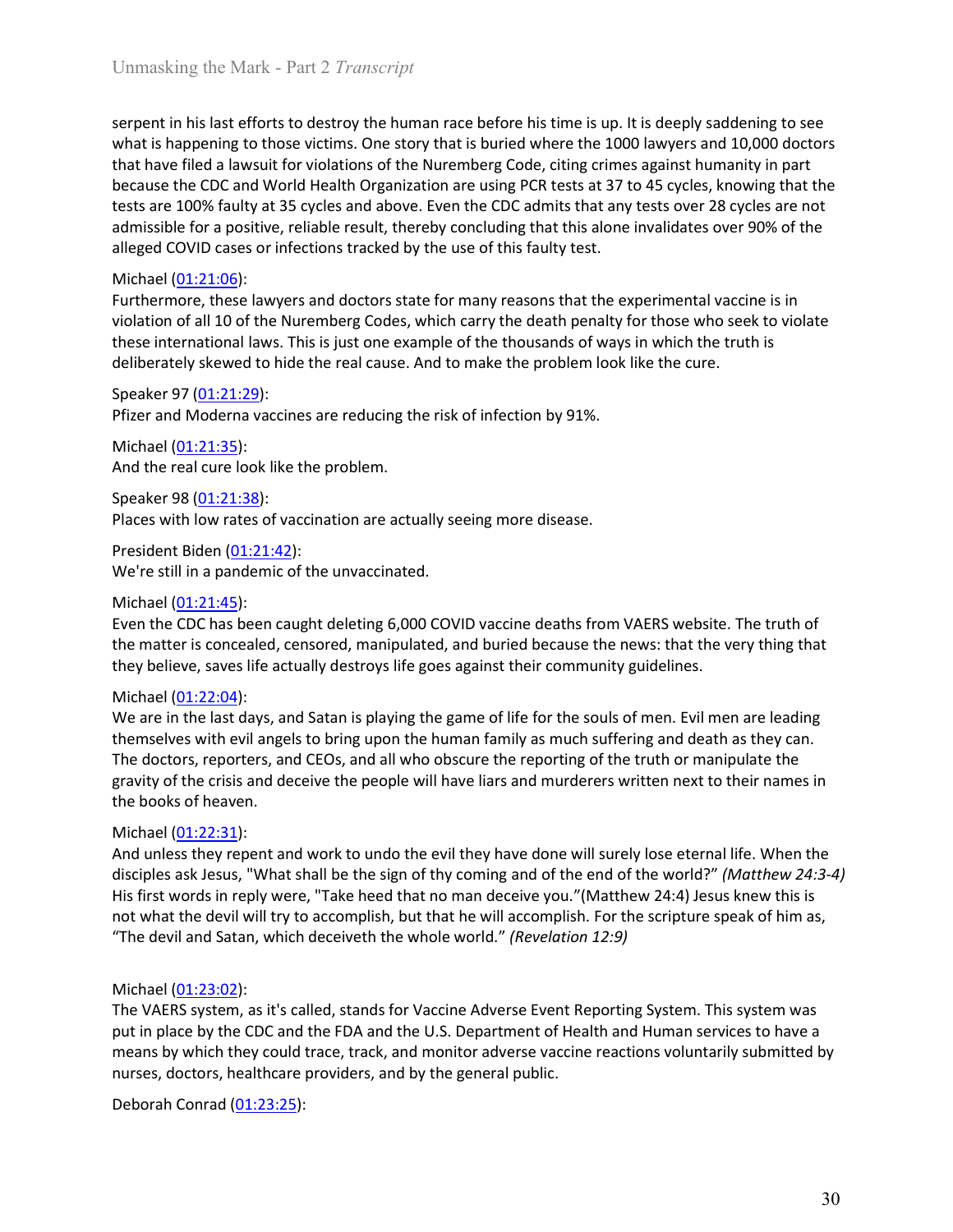serpent in his last efforts to destroy the human race before his time is up. It is deeply saddening to see what is happening to those victims. One story that is buried where the 1000 lawyers and 10,000 doctors that have filed a lawsuit for violations of the Nuremberg Code, citing crimes against humanity in part because the CDC and World Health Organization are using PCR tests at 37 to 45 cycles, knowing that the tests are 100% faulty at 35 cycles and above. Even the CDC admits that any tests over 28 cycles are not admissible for a positive, reliable result, thereby concluding that this alone invalidates over 90% of the alleged COVID cases or infections tracked by the use of this faulty test.

Michael (01:21:06):
Furthermore, these lawyers and doctors state for many reasons that the experimental vaccine is in violation of all 10 of the Nuremberg Codes, which carry the death penalty for those who seek to violate these international laws. This is just one example of the thousands of ways in which the truth is deliberately skewed to hide the real cause. And to make the problem look like the cure.

Speaker 97 (01:21:29):
Pfizer and Moderna vaccines are reducing the risk of infection by 91%.

Michael (01:21:35):
And the real cure look like the problem.

Speaker 98 (01:21:38):
Places with low rates of vaccination are actually seeing more disease.

President Biden (01:21:42):
We're still in a pandemic of the unvaccinated.

Michael (01:21:45):
Even the CDC has been caught deleting 6,000 COVID vaccine deaths from VAERS website. The truth of the matter is concealed, censored, manipulated, and buried because the news: that the very thing that they believe, saves life actually destroys life goes against their community guidelines.

Michael (01:22:04):
We are in the last days, and Satan is playing the game of life for the souls of men. Evil men are leading themselves with evil angels to bring upon the human family as much suffering and death as they can. The doctors, reporters, and CEOs, and all who obscure the reporting of the truth or manipulate the gravity of the crisis and deceive the people will have liars and murderers written next to their names in the books of heaven.

Michael (01:22:31):
And unless they repent and work to undo the evil they have done will surely lose eternal life. When the disciples ask Jesus, "What shall be the sign of thy coming and of the end of the world?" *(Matthew 24:3-4)* His first words in reply were, "Take heed that no man deceive you."(Matthew 24:4) Jesus knew this is not what the devil will try to accomplish, but that he will accomplish. For the scripture speak of him as, "The devil and Satan, which deceiveth the whole world." *(Revelation 12:9)*

Michael (01:23:02):
The VAERS system, as it's called, stands for Vaccine Adverse Event Reporting System. This system was put in place by the CDC and the FDA and the U.S. Department of Health and Human services to have a means by which they could trace, track, and monitor adverse vaccine reactions voluntarily submitted by nurses, doctors, healthcare providers, and by the general public.

Deborah Conrad (01:23:25):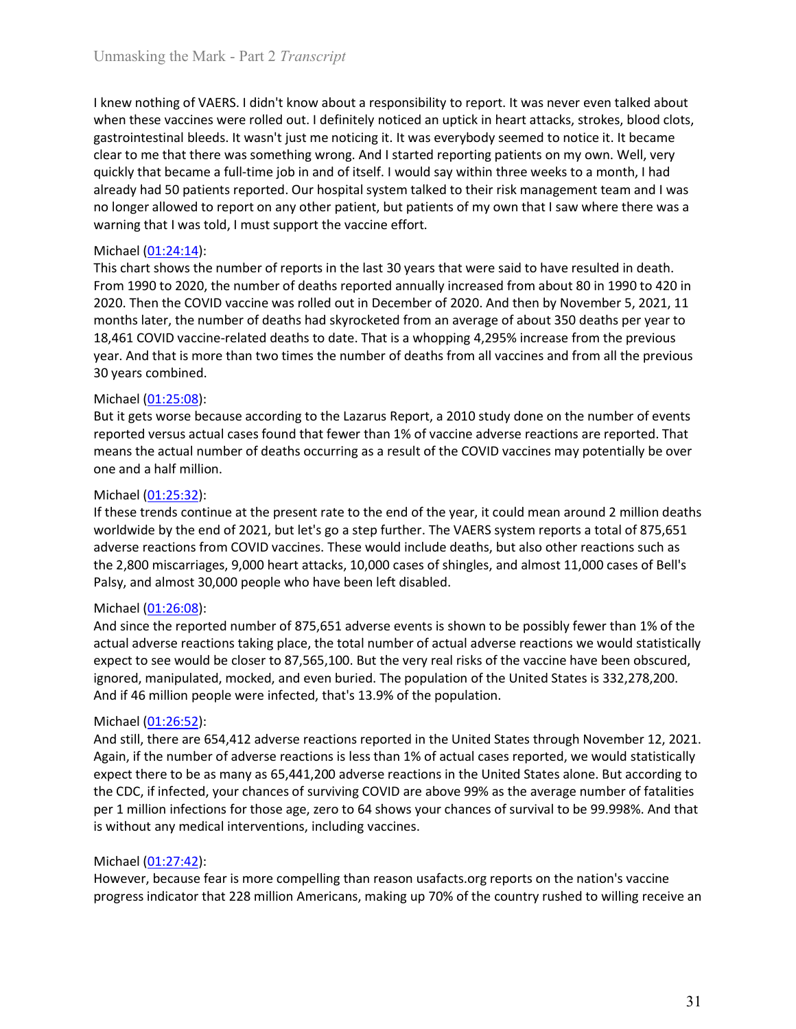I knew nothing of VAERS. I didn't know about a responsibility to report. It was never even talked about when these vaccines were rolled out. I definitely noticed an uptick in heart attacks, strokes, blood clots, gastrointestinal bleeds. It wasn't just me noticing it. It was everybody seemed to notice it. It became clear to me that there was something wrong. And I started reporting patients on my own. Well, very quickly that became a full-time job in and of itself. I would say within three weeks to a month, I had already had 50 patients reported. Our hospital system talked to their risk management team and I was no longer allowed to report on any other patient, but patients of my own that I saw where there was a warning that I was told, I must support the vaccine effort.

Michael (01:24:14):
This chart shows the number of reports in the last 30 years that were said to have resulted in death. From 1990 to 2020, the number of deaths reported annually increased from about 80 in 1990 to 420 in 2020. Then the COVID vaccine was rolled out in December of 2020. And then by November 5, 2021, 11 months later, the number of deaths had skyrocketed from an average of about 350 deaths per year to 18,461 COVID vaccine-related deaths to date. That is a whopping 4,295% increase from the previous year. And that is more than two times the number of deaths from all vaccines and from all the previous 30 years combined.

Michael (01:25:08):
But it gets worse because according to the Lazarus Report, a 2010 study done on the number of events reported versus actual cases found that fewer than 1% of vaccine adverse reactions are reported. That means the actual number of deaths occurring as a result of the COVID vaccines may potentially be over one and a half million.

Michael (01:25:32):
If these trends continue at the present rate to the end of the year, it could mean around 2 million deaths worldwide by the end of 2021, but let's go a step further. The VAERS system reports a total of 875,651 adverse reactions from COVID vaccines. These would include deaths, but also other reactions such as the 2,800 miscarriages, 9,000 heart attacks, 10,000 cases of shingles, and almost 11,000 cases of Bell's Palsy, and almost 30,000 people who have been left disabled.

Michael (01:26:08):
And since the reported number of 875,651 adverse events is shown to be possibly fewer than 1% of the actual adverse reactions taking place, the total number of actual adverse reactions we would statistically expect to see would be closer to 87,565,100. But the very real risks of the vaccine have been obscured, ignored, manipulated, mocked, and even buried. The population of the United States is 332,278,200. And if 46 million people were infected, that's 13.9% of the population.

Michael (01:26:52):
And still, there are 654,412 adverse reactions reported in the United States through November 12, 2021. Again, if the number of adverse reactions is less than 1% of actual cases reported, we would statistically expect there to be as many as 65,441,200 adverse reactions in the United States alone. But according to the CDC, if infected, your chances of surviving COVID are above 99% as the average number of fatalities per 1 million infections for those age, zero to 64 shows your chances of survival to be 99.998%. And that is without any medical interventions, including vaccines.

Michael (01:27:42):
However, because fear is more compelling than reason usafacts.org reports on the nation's vaccine progress indicator that 228 million Americans, making up 70% of the country rushed to willing receive an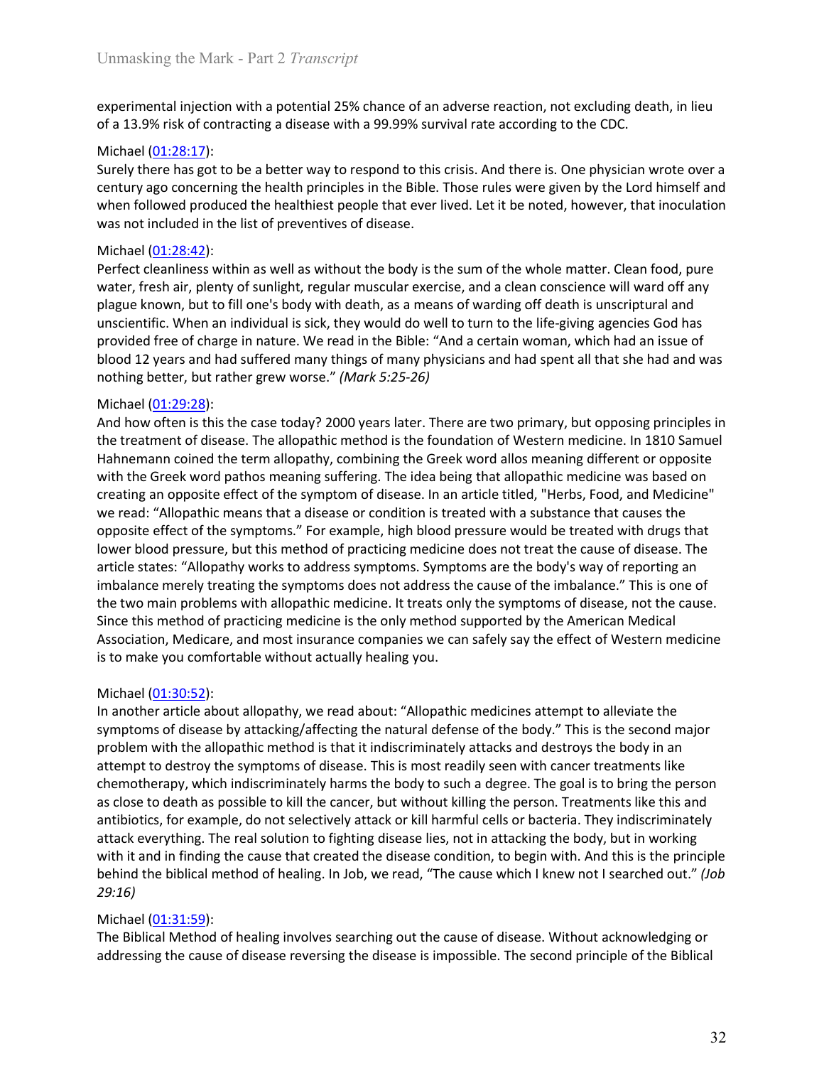experimental injection with a potential 25% chance of an adverse reaction, not excluding death, in lieu of a 13.9% risk of contracting a disease with a 99.99% survival rate according to the CDC.

Michael (01:28:17):
Surely there has got to be a better way to respond to this crisis. And there is. One physician wrote over a century ago concerning the health principles in the Bible. Those rules were given by the Lord himself and when followed produced the healthiest people that ever lived. Let it be noted, however, that inoculation was not included in the list of preventives of disease.

Michael (01:28:42):
Perfect cleanliness within as well as without the body is the sum of the whole matter. Clean food, pure water, fresh air, plenty of sunlight, regular muscular exercise, and a clean conscience will ward off any plague known, but to fill one's body with death, as a means of warding off death is unscriptural and unscientific. When an individual is sick, they would do well to turn to the life-giving agencies God has provided free of charge in nature. We read in the Bible: "And a certain woman, which had an issue of blood 12 years and had suffered many things of many physicians and had spent all that she had and was nothing better, but rather grew worse." *(Mark 5:25-26)*

Michael (01:29:28):
And how often is this the case today? 2000 years later. There are two primary, but opposing principles in the treatment of disease. The allopathic method is the foundation of Western medicine. In 1810 Samuel Hahnemann coined the term allopathy, combining the Greek word allos meaning different or opposite with the Greek word pathos meaning suffering. The idea being that allopathic medicine was based on creating an opposite effect of the symptom of disease. In an article titled, "Herbs, Food, and Medicine" we read: "Allopathic means that a disease or condition is treated with a substance that causes the opposite effect of the symptoms." For example, high blood pressure would be treated with drugs that lower blood pressure, but this method of practicing medicine does not treat the cause of disease. The article states: "Allopathy works to address symptoms. Symptoms are the body's way of reporting an imbalance merely treating the symptoms does not address the cause of the imbalance." This is one of the two main problems with allopathic medicine. It treats only the symptoms of disease, not the cause. Since this method of practicing medicine is the only method supported by the American Medical Association, Medicare, and most insurance companies we can safely say the effect of Western medicine is to make you comfortable without actually healing you.

Michael (01:30:52):
In another article about allopathy, we read about: "Allopathic medicines attempt to alleviate the symptoms of disease by attacking/affecting the natural defense of the body." This is the second major problem with the allopathic method is that it indiscriminately attacks and destroys the body in an attempt to destroy the symptoms of disease. This is most readily seen with cancer treatments like chemotherapy, which indiscriminately harms the body to such a degree. The goal is to bring the person as close to death as possible to kill the cancer, but without killing the person. Treatments like this and antibiotics, for example, do not selectively attack or kill harmful cells or bacteria. They indiscriminately attack everything. The real solution to fighting disease lies, not in attacking the body, but in working with it and in finding the cause that created the disease condition, to begin with. And this is the principle behind the biblical method of healing. In Job, we read, "The cause which I knew not I searched out." *(Job 29:16)*

Michael (01:31:59):
The Biblical Method of healing involves searching out the cause of disease. Without acknowledging or addressing the cause of disease reversing the disease is impossible. The second principle of the Biblical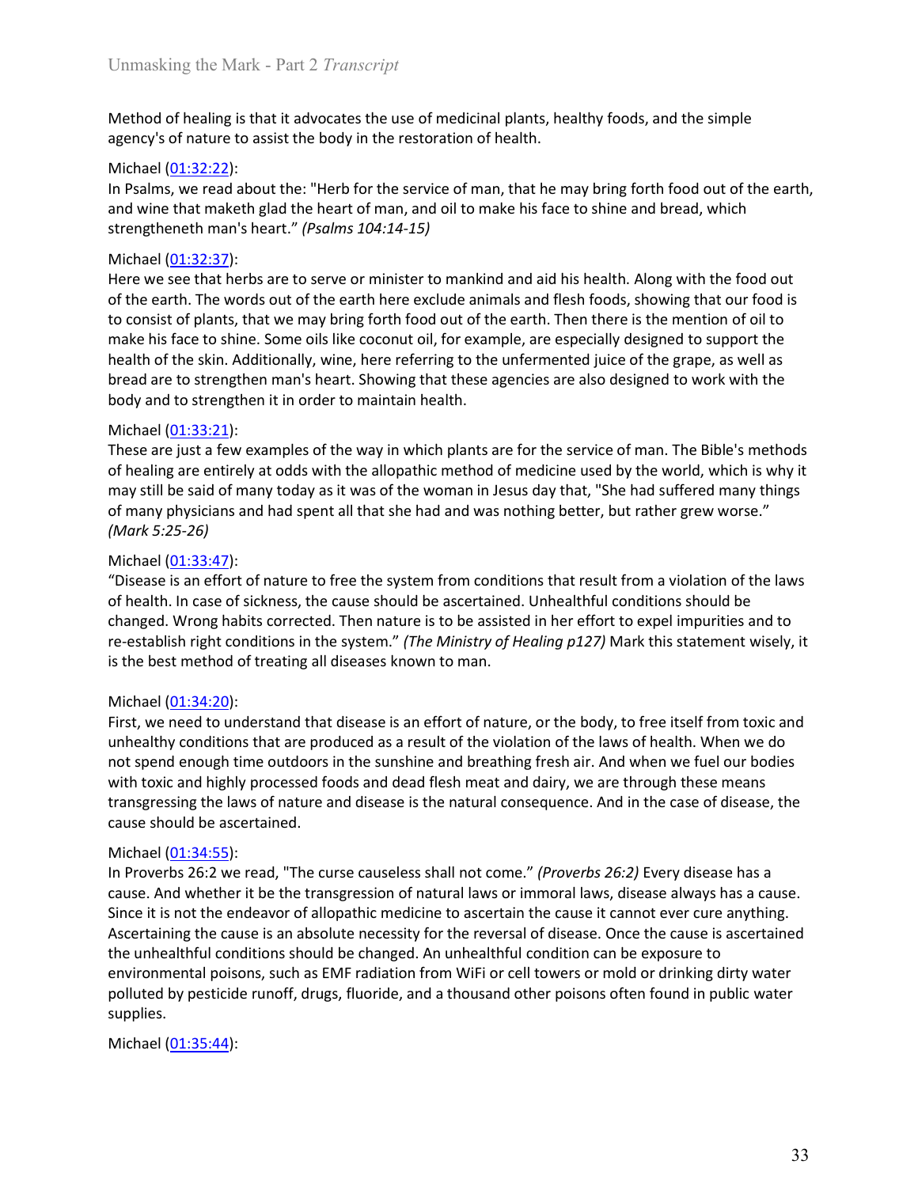Method of healing is that it advocates the use of medicinal plants, healthy foods, and the simple agency's of nature to assist the body in the restoration of health.

Michael (01:32:22):
In Psalms, we read about the: "Herb for the service of man, that he may bring forth food out of the earth, and wine that maketh glad the heart of man, and oil to make his face to shine and bread, which strengtheneth man's heart." *(Psalms 104:14-15)*

Michael (01:32:37):
Here we see that herbs are to serve or minister to mankind and aid his health. Along with the food out of the earth. The words out of the earth here exclude animals and flesh foods, showing that our food is to consist of plants, that we may bring forth food out of the earth. Then there is the mention of oil to make his face to shine. Some oils like coconut oil, for example, are especially designed to support the health of the skin. Additionally, wine, here referring to the unfermented juice of the grape, as well as bread are to strengthen man's heart. Showing that these agencies are also designed to work with the body and to strengthen it in order to maintain health.

Michael (01:33:21):
These are just a few examples of the way in which plants are for the service of man. The Bible's methods of healing are entirely at odds with the allopathic method of medicine used by the world, which is why it may still be said of many today as it was of the woman in Jesus day that, "She had suffered many things of many physicians and had spent all that she had and was nothing better, but rather grew worse." *(Mark 5:25-26)*

Michael (01:33:47):
"Disease is an effort of nature to free the system from conditions that result from a violation of the laws of health. In case of sickness, the cause should be ascertained. Unhealthful conditions should be changed. Wrong habits corrected. Then nature is to be assisted in her effort to expel impurities and to re-establish right conditions in the system." *(The Ministry of Healing p127)* Mark this statement wisely, it is the best method of treating all diseases known to man.

Michael (01:34:20):
First, we need to understand that disease is an effort of nature, or the body, to free itself from toxic and unhealthy conditions that are produced as a result of the violation of the laws of health. When we do not spend enough time outdoors in the sunshine and breathing fresh air. And when we fuel our bodies with toxic and highly processed foods and dead flesh meat and dairy, we are through these means transgressing the laws of nature and disease is the natural consequence. And in the case of disease, the cause should be ascertained.

Michael (01:34:55):
In Proverbs 26:2 we read, "The curse causeless shall not come." *(Proverbs 26:2)* Every disease has a cause. And whether it be the transgression of natural laws or immoral laws, disease always has a cause. Since it is not the endeavor of allopathic medicine to ascertain the cause it cannot ever cure anything. Ascertaining the cause is an absolute necessity for the reversal of disease. Once the cause is ascertained the unhealthful conditions should be changed. An unhealthful condition can be exposure to environmental poisons, such as EMF radiation from WiFi or cell towers or mold or drinking dirty water polluted by pesticide runoff, drugs, fluoride, and a thousand other poisons often found in public water supplies.

Michael (01:35:44):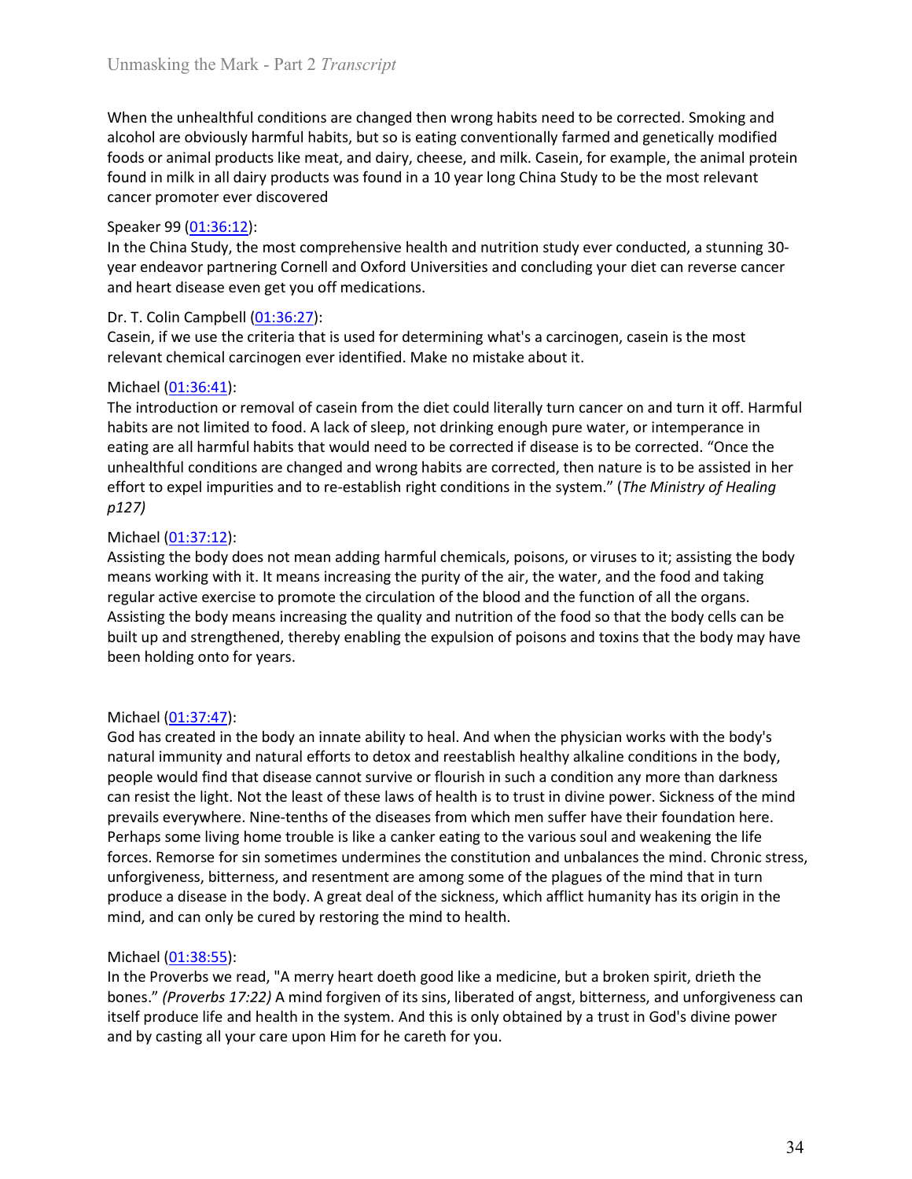When the unhealthful conditions are changed then wrong habits need to be corrected. Smoking and alcohol are obviously harmful habits, but so is eating conventionally farmed and genetically modified foods or animal products like meat, and dairy, cheese, and milk. Casein, for example, the animal protein found in milk in all dairy products was found in a 10 year long China Study to be the most relevant cancer promoter ever discovered

Speaker 99 (01:36:12):
In the China Study, the most comprehensive health and nutrition study ever conducted, a stunning 30-year endeavor partnering Cornell and Oxford Universities and concluding your diet can reverse cancer and heart disease even get you off medications.

Dr. T. Colin Campbell (01:36:27):
Casein, if we use the criteria that is used for determining what's a carcinogen, casein is the most relevant chemical carcinogen ever identified. Make no mistake about it.

Michael (01:36:41):
The introduction or removal of casein from the diet could literally turn cancer on and turn it off. Harmful habits are not limited to food. A lack of sleep, not drinking enough pure water, or intemperance in eating are all harmful habits that would need to be corrected if disease is to be corrected. "Once the unhealthful conditions are changed and wrong habits are corrected, then nature is to be assisted in her effort to expel impurities and to re-establish right conditions in the system." (*The Ministry of Healing p127)*

Michael (01:37:12):
Assisting the body does not mean adding harmful chemicals, poisons, or viruses to it; assisting the body means working with it. It means increasing the purity of the air, the water, and the food and taking regular active exercise to promote the circulation of the blood and the function of all the organs. Assisting the body means increasing the quality and nutrition of the food so that the body cells can be built up and strengthened, thereby enabling the expulsion of poisons and toxins that the body may have been holding onto for years.

Michael (01:37:47):
God has created in the body an innate ability to heal. And when the physician works with the body's natural immunity and natural efforts to detox and reestablish healthy alkaline conditions in the body, people would find that disease cannot survive or flourish in such a condition any more than darkness can resist the light. Not the least of these laws of health is to trust in divine power. Sickness of the mind prevails everywhere. Nine-tenths of the diseases from which men suffer have their foundation here. Perhaps some living home trouble is like a canker eating to the various soul and weakening the life forces. Remorse for sin sometimes undermines the constitution and unbalances the mind. Chronic stress, unforgiveness, bitterness, and resentment are among some of the plagues of the mind that in turn produce a disease in the body. A great deal of the sickness, which afflict humanity has its origin in the mind, and can only be cured by restoring the mind to health.

Michael (01:38:55):
In the Proverbs we read, "A merry heart doeth good like a medicine, but a broken spirit, drieth the bones." *(Proverbs 17:22)* A mind forgiven of its sins, liberated of angst, bitterness, and unforgiveness can itself produce life and health in the system. And this is only obtained by a trust in God's divine power and by casting all your care upon Him for he careth for you.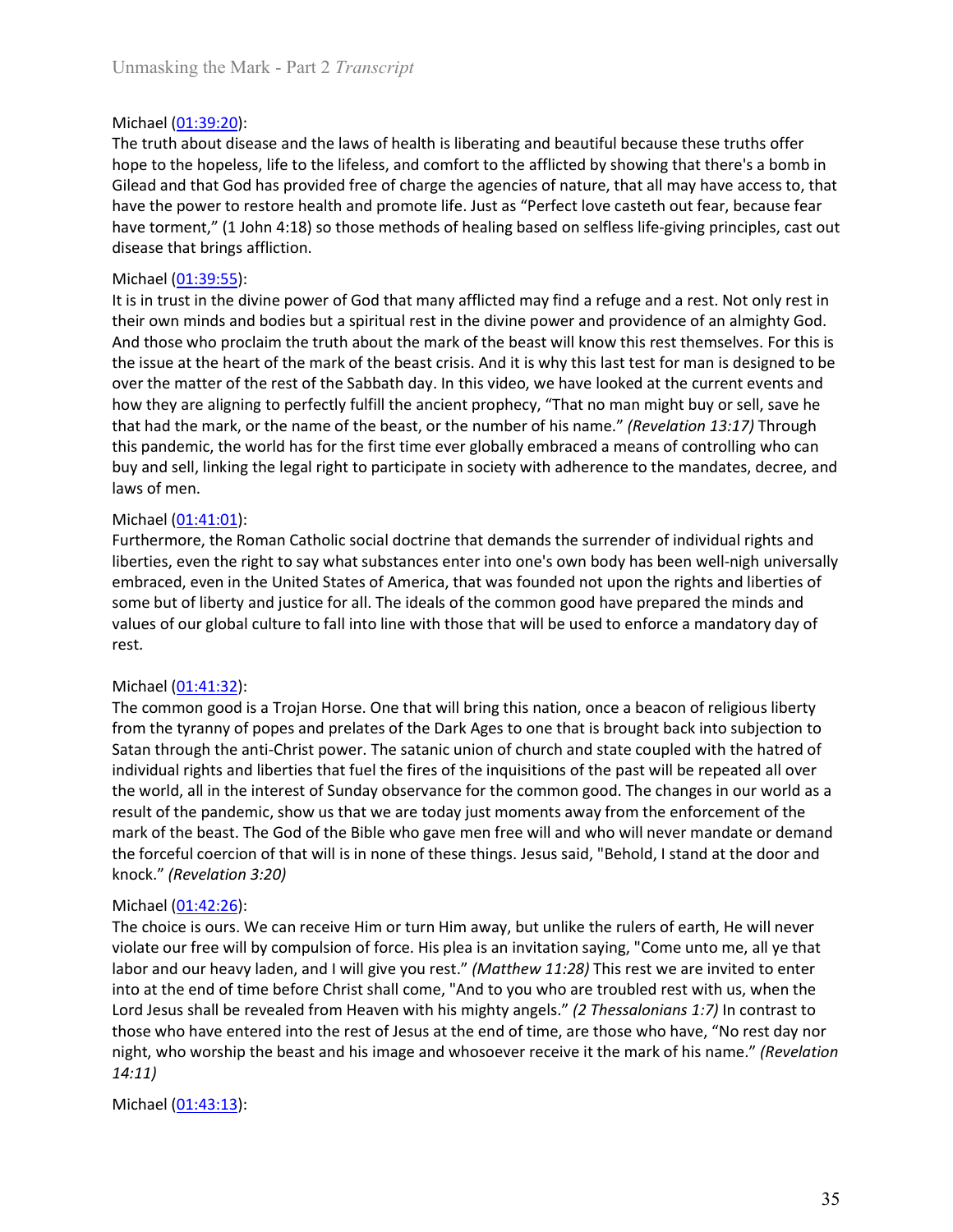Michael ([01:39:20](https://www.rev.com)):
The truth about disease and the laws of health is liberating and beautiful because these truths offer hope to the hopeless, life to the lifeless, and comfort to the afflicted by showing that there's a bomb in Gilead and that God has provided free of charge the agencies of nature, that all may have access to, that have the power to restore health and promote life. Just as "Perfect love casteth out fear, because fear have torment," (1 John 4:18) so those methods of healing based on selfless life-giving principles, cast out disease that brings affliction.

Michael ([01:39:55](https://www.rev.com)):
It is in trust in the divine power of God that many afflicted may find a refuge and a rest. Not only rest in their own minds and bodies but a spiritual rest in the divine power and providence of an almighty God. And those who proclaim the truth about the mark of the beast will know this rest themselves. For this is the issue at the heart of the mark of the beast crisis. And it is why this last test for man is designed to be over the matter of the rest of the Sabbath day. In this video, we have looked at the current events and how they are aligning to perfectly fulfill the ancient prophecy, "That no man might buy or sell, save he that had the mark, or the name of the beast, or the number of his name." *(Revelation 13:17)* Through this pandemic, the world has for the first time ever globally embraced a means of controlling who can buy and sell, linking the legal right to participate in society with adherence to the mandates, decree, and laws of men.

Michael ([01:41:01](https://www.rev.com)):
Furthermore, the Roman Catholic social doctrine that demands the surrender of individual rights and liberties, even the right to say what substances enter into one's own body has been well-nigh universally embraced, even in the United States of America, that was founded not upon the rights and liberties of some but of liberty and justice for all. The ideals of the common good have prepared the minds and values of our global culture to fall into line with those that will be used to enforce a mandatory day of rest.

Michael ([01:41:32](https://www.rev.com)):
The common good is a Trojan Horse. One that will bring this nation, once a beacon of religious liberty from the tyranny of popes and prelates of the Dark Ages to one that is brought back into subjection to Satan through the anti-Christ power. The satanic union of church and state coupled with the hatred of individual rights and liberties that fuel the fires of the inquisitions of the past will be repeated all over the world, all in the interest of Sunday observance for the common good. The changes in our world as a result of the pandemic, show us that we are today just moments away from the enforcement of the mark of the beast. The God of the Bible who gave men free will and who will never mandate or demand the forceful coercion of that will is in none of these things. Jesus said, "Behold, I stand at the door and knock." *(Revelation 3:20)*

Michael ([01:42:26](https://www.rev.com)):
The choice is ours. We can receive Him or turn Him away, but unlike the rulers of earth, He will never violate our free will by compulsion of force. His plea is an invitation saying, "Come unto me, all ye that labor and our heavy laden, and I will give you rest." *(Matthew 11:28)* This rest we are invited to enter into at the end of time before Christ shall come, "And to you who are troubled rest with us, when the Lord Jesus shall be revealed from Heaven with his mighty angels." *(2 Thessalonians 1:7)* In contrast to those who have entered into the rest of Jesus at the end of time, are those who have, "No rest day nor night, who worship the beast and his image and whosoever receive it the mark of his name." *(Revelation 14:11)*

Michael ([01:43:13](https://www.rev.com)):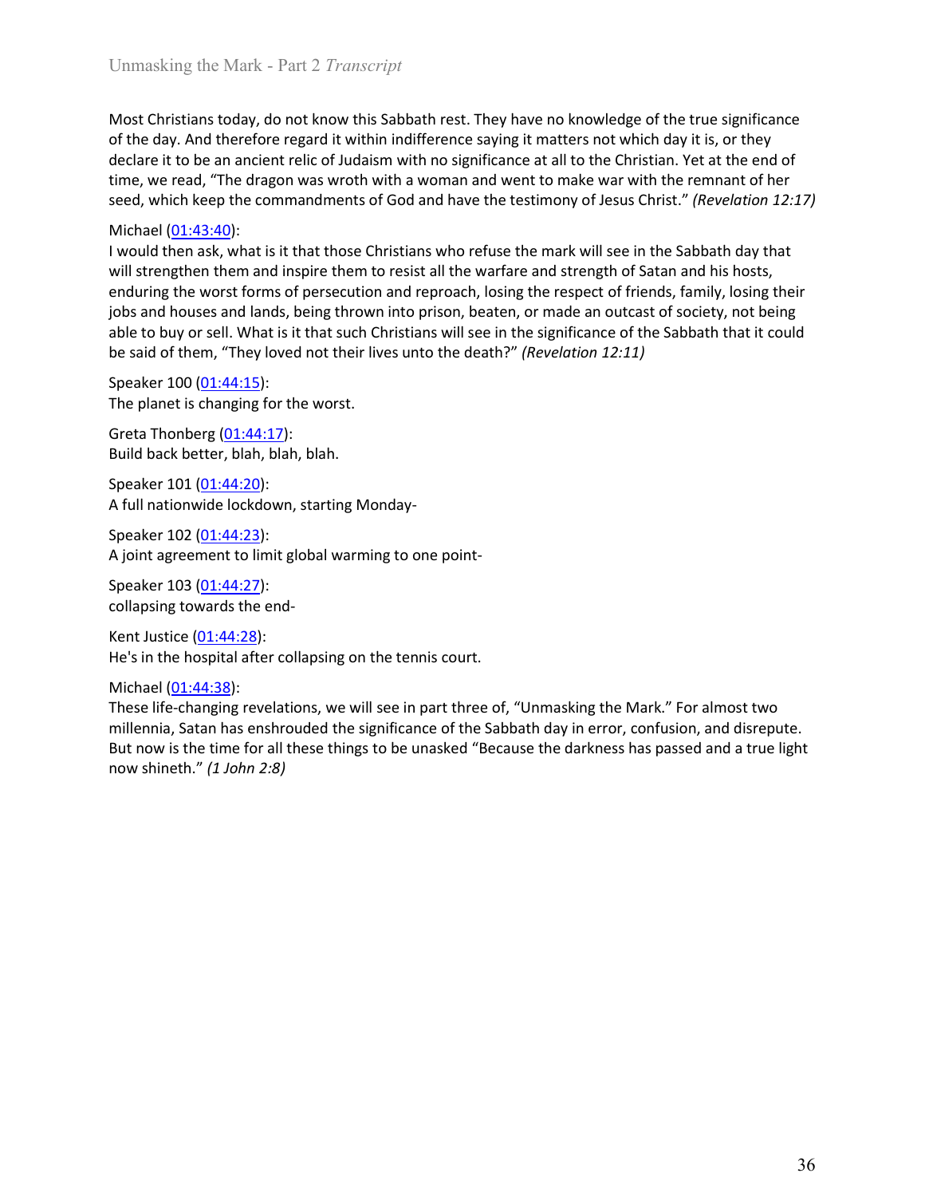Most Christians today, do not know this Sabbath rest. They have no knowledge of the true significance of the day. And therefore regard it within indifference saying it matters not which day it is, or they declare it to be an ancient relic of Judaism with no significance at all to the Christian. Yet at the end of time, we read, "The dragon was wroth with a woman and went to make war with the remnant of her seed, which keep the commandments of God and have the testimony of Jesus Christ." *(Revelation 12:17)*

Michael ([01:43:40]):
I would then ask, what is it that those Christians who refuse the mark will see in the Sabbath day that will strengthen them and inspire them to resist all the warfare and strength of Satan and his hosts, enduring the worst forms of persecution and reproach, losing the respect of friends, family, losing their jobs and houses and lands, being thrown into prison, beaten, or made an outcast of society, not being able to buy or sell. What is it that such Christians will see in the significance of the Sabbath that it could be said of them, "They loved not their lives unto the death?" *(Revelation 12:11)*

Speaker 100 ([01:44:15]):
The planet is changing for the worst.

Greta Thonberg ([01:44:17]):
Build back better, blah, blah, blah.

Speaker 101 ([01:44:20]):
A full nationwide lockdown, starting Monday-

Speaker 102 ([01:44:23]):
A joint agreement to limit global warming to one point-

Speaker 103 ([01:44:27]):
collapsing towards the end-

Kent Justice ([01:44:28]):
He's in the hospital after collapsing on the tennis court.

Michael ([01:44:38]):
These life-changing revelations, we will see in part three of, "Unmasking the Mark." For almost two millennia, Satan has enshrouded the significance of the Sabbath day in error, confusion, and disrepute. But now is the time for all these things to be unasked "Because the darkness has passed and a true light now shineth." *(1 John 2:8)*